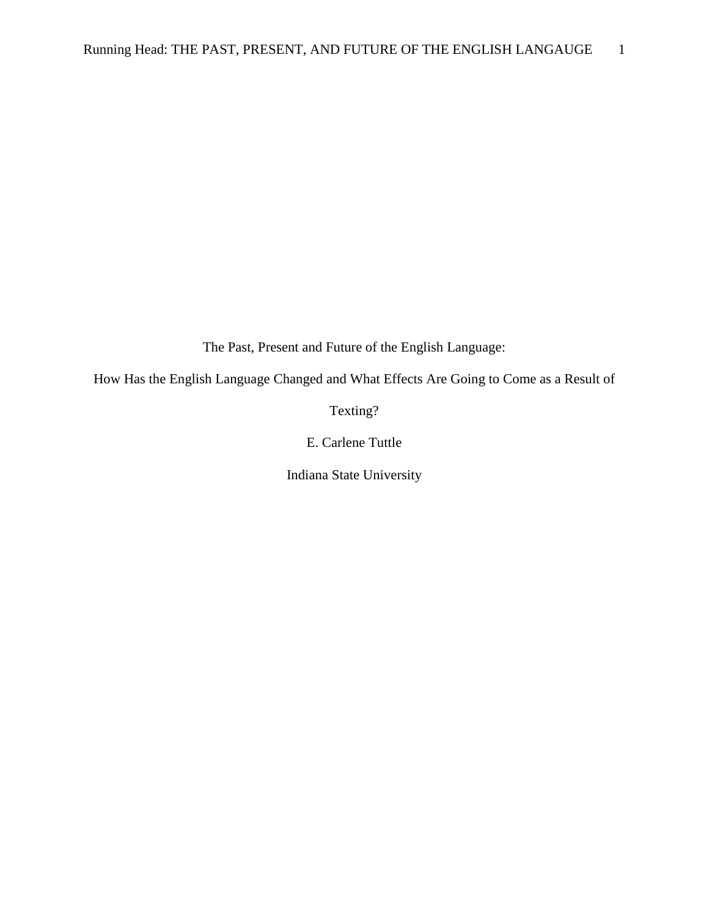The Past, Present and Future of the English Language:

How Has the English Language Changed and What Effects Are Going to Come as a Result of Texting?

E. Carlene Tuttle

Indiana State University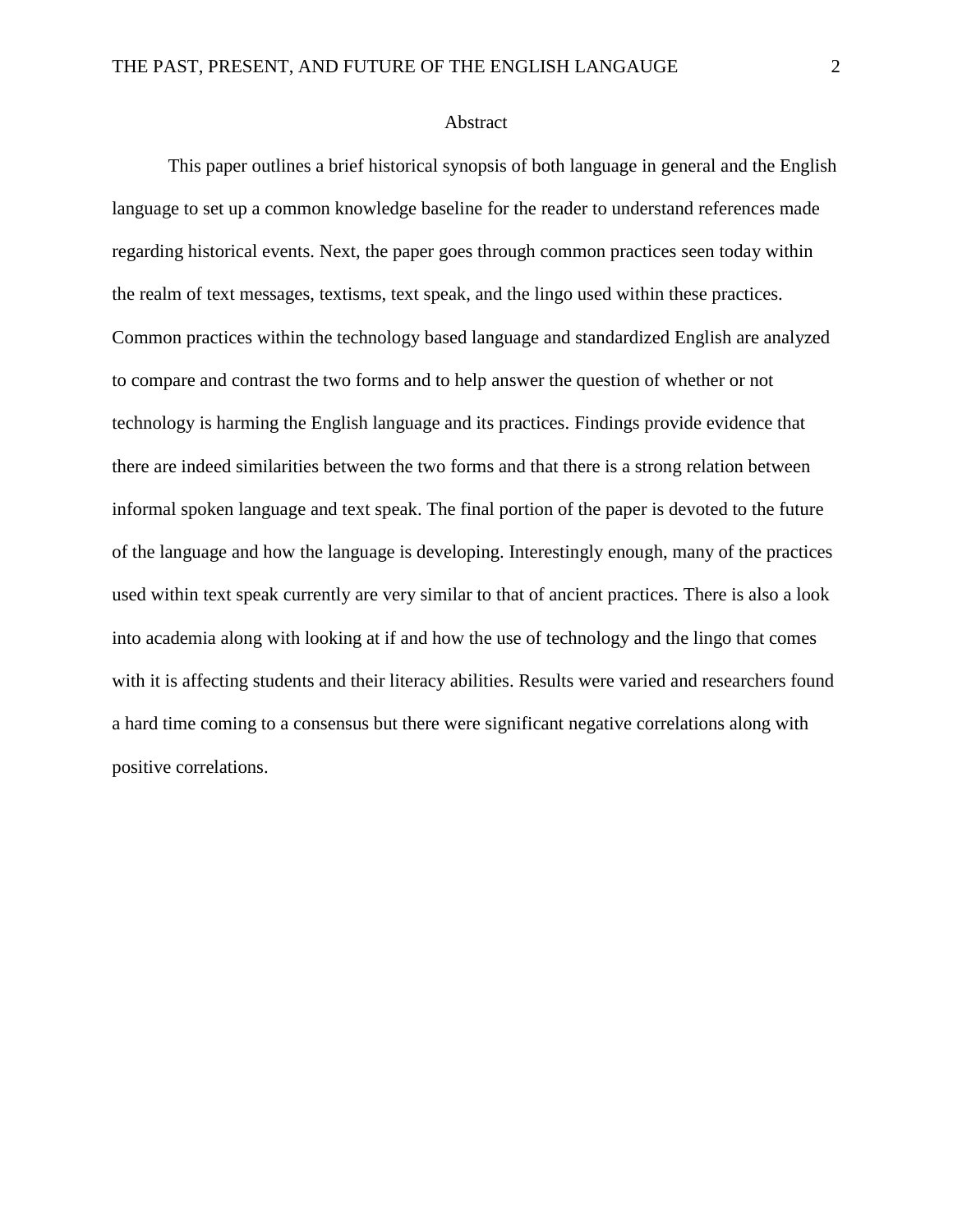## Abstract

This paper outlines a brief historical synopsis of both language in general and the English language to set up a common knowledge baseline for the reader to understand references made regarding historical events. Next, the paper goes through common practices seen today within the realm of text messages, textisms, text speak, and the lingo used within these practices. Common practices within the technology based language and standardized English are analyzed to compare and contrast the two forms and to help answer the question of whether or not technology is harming the English language and its practices. Findings provide evidence that there are indeed similarities between the two forms and that there is a strong relation between informal spoken language and text speak. The final portion of the paper is devoted to the future of the language and how the language is developing. Interestingly enough, many of the practices used within text speak currently are very similar to that of ancient practices. There is also a look into academia along with looking at if and how the use of technology and the lingo that comes with it is affecting students and their literacy abilities. Results were varied and researchers found a hard time coming to a consensus but there were significant negative correlations along with positive correlations.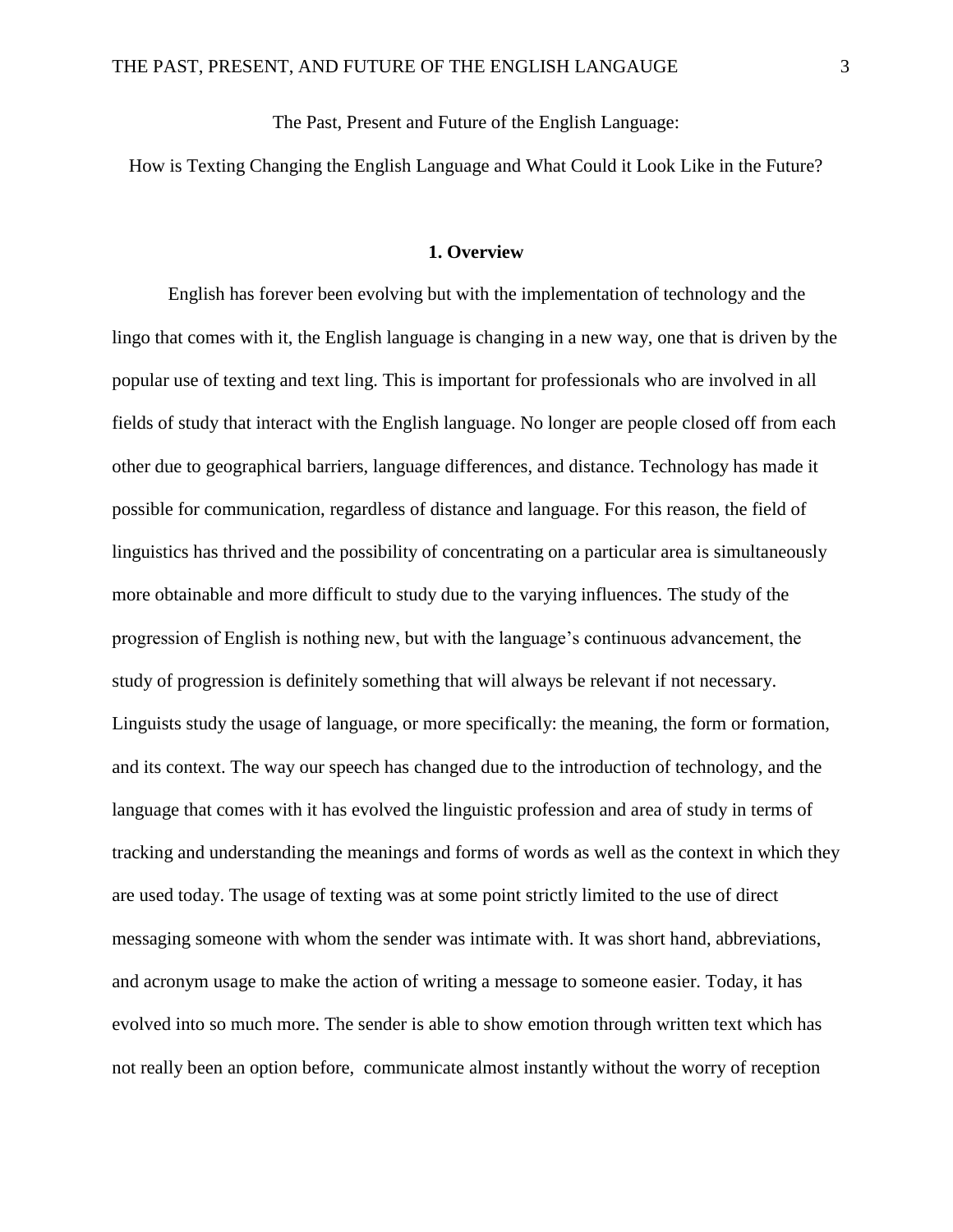The Past, Present and Future of the English Language:

How is Texting Changing the English Language and What Could it Look Like in the Future?

## 1. Overview

English has forever been evolving but with the implementation of technology and the lingo that comes with it, the English language is changing in a new way, one that is driven by the popular use of texting and text ling. This is important for professionals who are involved in all fields of study that interact with the English language. No longer are people closed off from each other due to geographical barriers, language differences, and distance. Technology has made it possible for communication, regardless of distance and language. For this reason, the field of linguistics has thrived and the possibility of concentrating on a particular area is simultaneously more obtainable and more difficult to study due to the varying influences. The study of the progression of English is nothing new, but with the language's continuous advancement, the study of progression is definitely something that will always be relevant if not necessary. Linguists study the usage of language, or more specifically: the meaning, the form or formation, and its context. The way our speech has changed due to the introduction of technology, and the language that comes with it has evolved the linguistic profession and area of study in terms of tracking and understanding the meanings and forms of words as well as the context in which they are used today. The usage of texting was at some point strictly limited to the use of direct messaging someone with whom the sender was intimate with. It was short hand, abbreviations, and acronym usage to make the action of writing a message to someone easier. Today, it has evolved into so much more. The sender is able to show emotion through written text which has not really been an option before, communicate almost instantly without the worry of reception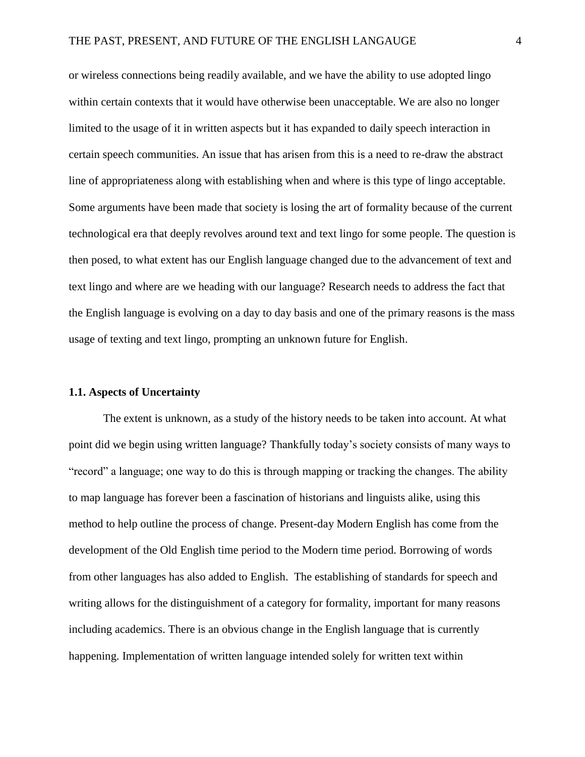or wireless connections being readily available, and we have the ability to use adopted lingo within certain contexts that it would have otherwise been unacceptable. We are also no longer limited to the usage of it in written aspects but it has expanded to daily speech interaction in certain speech communities. An issue that has arisen from this is a need to re-draw the abstract line of appropriateness along with establishing when and where is this type of lingo acceptable. Some arguments have been made that society is losing the art of formality because of the current technological era that deeply revolves around text and text lingo for some people. The question is then posed, to what extent has our English language changed due to the advancement of text and text lingo and where are we heading with our language? Research needs to address the fact that the English language is evolving on a day to day basis and one of the primary reasons is the mass usage of texting and text lingo, prompting an unknown future for English.

### 1.1. Aspects of Uncertainty

The extent is unknown, as a study of the history needs to be taken into account. At what point did we begin using written language? Thankfully today's society consists of many ways to "record" a language; one way to do this is through mapping or tracking the changes. The ability to map language has forever been a fascination of historians and linguists alike, using this method to help outline the process of change. Present-day Modern English has come from the development of the Old English time period to the Modern time period. Borrowing of words from other languages has also added to English. The establishing of standards for speech and writing allows for the distinguishment of a category for formality, important for many reasons including academics. There is an obvious change in the English language that is currently happening. Implementation of written language intended solely for written text within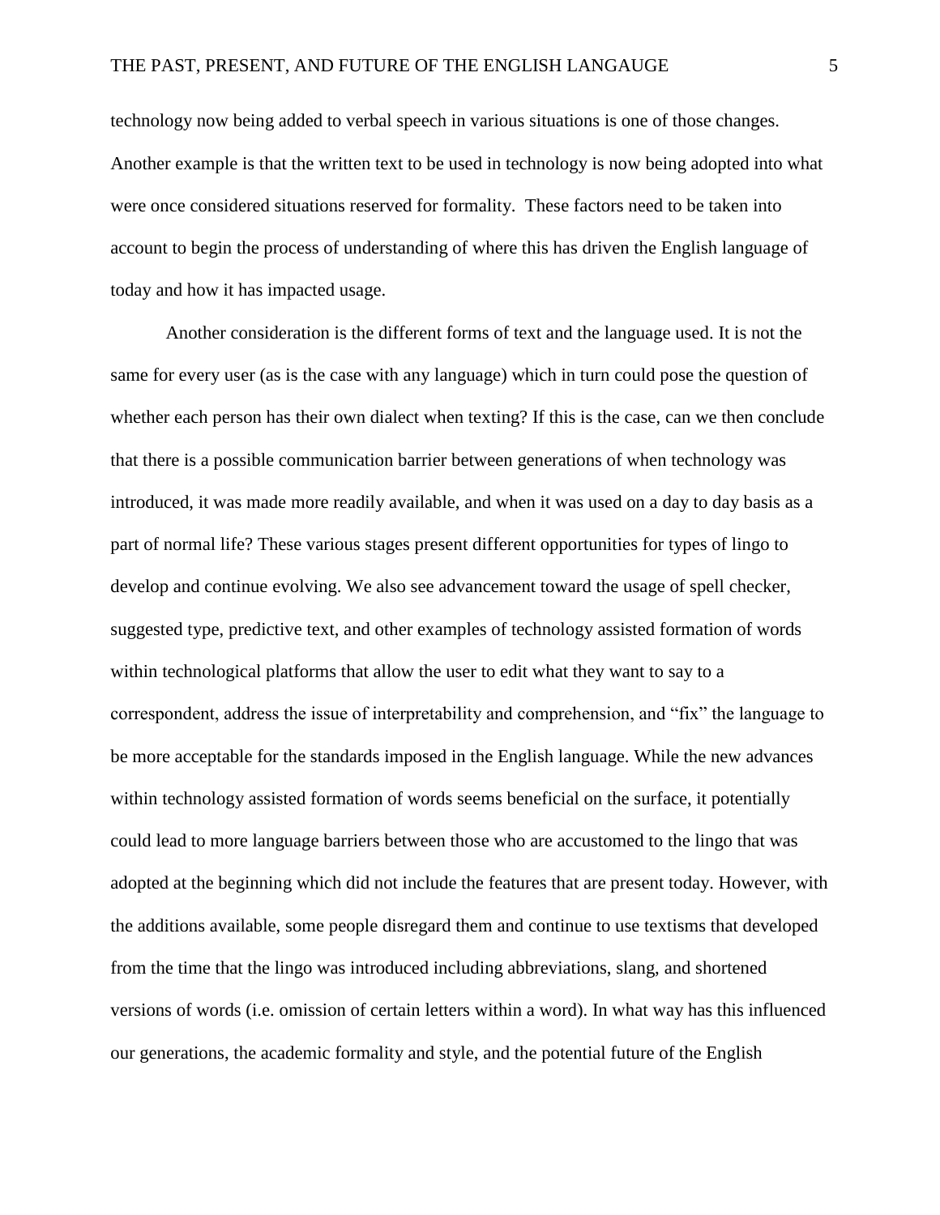technology now being added to verbal speech in various situations is one of those changes. Another example is that the written text to be used in technology is now being adopted into what were once considered situations reserved for formality. These factors need to be taken into account to begin the process of understanding of where this has driven the English language of today and how it has impacted usage.

Another consideration is the different forms of text and the language used. It is not the same for every user (as is the case with any language) which in turn could pose the question of whether each person has their own dialect when texting? If this is the case, can we then conclude that there is a possible communication barrier between generations of when technology was introduced, it was made more readily available, and when it was used on a day to day basis as a part of normal life? These various stages present different opportunities for types of lingo to develop and continue evolving. We also see advancement toward the usage of spell checker, suggested type, predictive text, and other examples of technology assisted formation of words within technological platforms that allow the user to edit what they want to say to a correspondent, address the issue of interpretability and comprehension, and "fix" the language to be more acceptable for the standards imposed in the English language. While the new advances within technology assisted formation of words seems beneficial on the surface, it potentially could lead to more language barriers between those who are accustomed to the lingo that was adopted at the beginning which did not include the features that are present today. However, with the additions available, some people disregard them and continue to use textisms that developed from the time that the lingo was introduced including abbreviations, slang, and shortened versions of words (i.e. omission of certain letters within a word). In what way has this influenced our generations, the academic formality and style, and the potential future of the English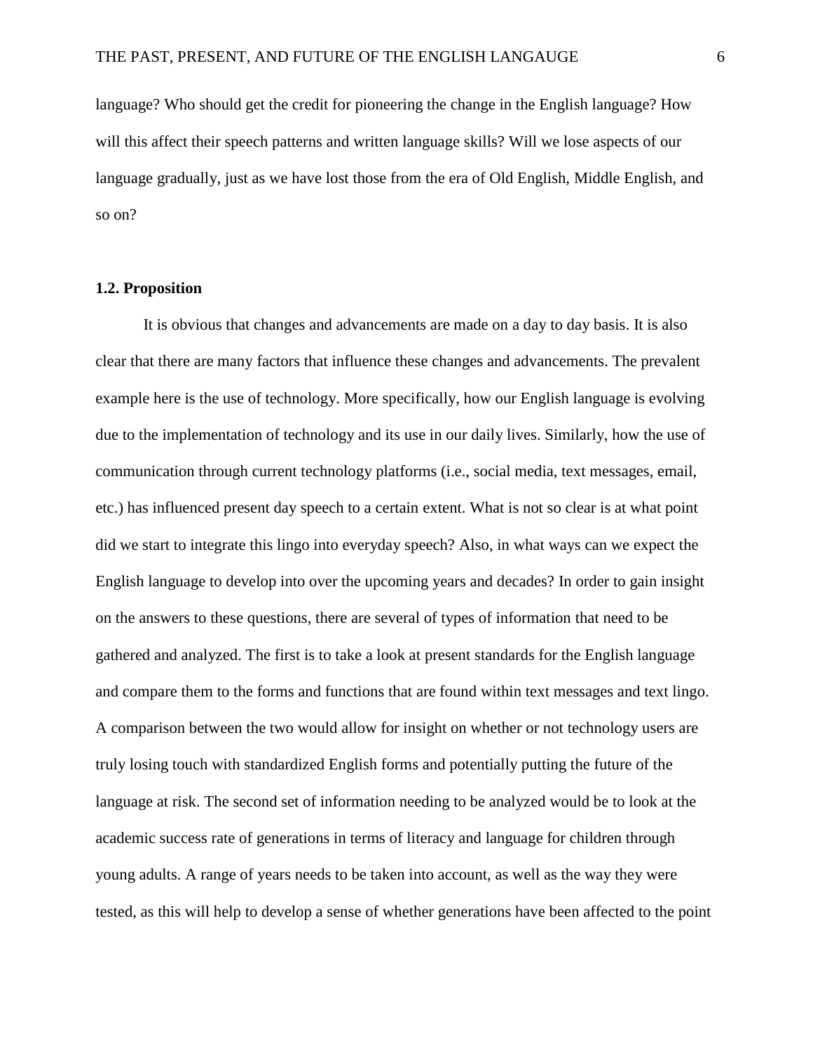language? Who should get the credit for pioneering the change in the English language? How will this affect their speech patterns and written language skills? Will we lose aspects of our language gradually, just as we have lost those from the era of Old English, Middle English, and so on?

### 1.2. Proposition

It is obvious that changes and advancements are made on a day to day basis. It is also clear that there are many factors that influence these changes and advancements. The prevalent example here is the use of technology. More specifically, how our English language is evolving due to the implementation of technology and its use in our daily lives. Similarly, how the use of communication through current technology platforms (i.e., social media, text messages, email, etc.) has influenced present day speech to a certain extent. What is not so clear is at what point did we start to integrate this lingo into everyday speech? Also, in what ways can we expect the English language to develop into over the upcoming years and decades? In order to gain insight on the answers to these questions, there are several of types of information that need to be gathered and analyzed. The first is to take a look at present standards for the English language and compare them to the forms and functions that are found within text messages and text lingo. A comparison between the two would allow for insight on whether or not technology users are truly losing touch with standardized English forms and potentially putting the future of the language at risk. The second set of information needing to be analyzed would be to look at the academic success rate of generations in terms of literacy and language for children through young adults. A range of years needs to be taken into account, as well as the way they were tested, as this will help to develop a sense of whether generations have been affected to the point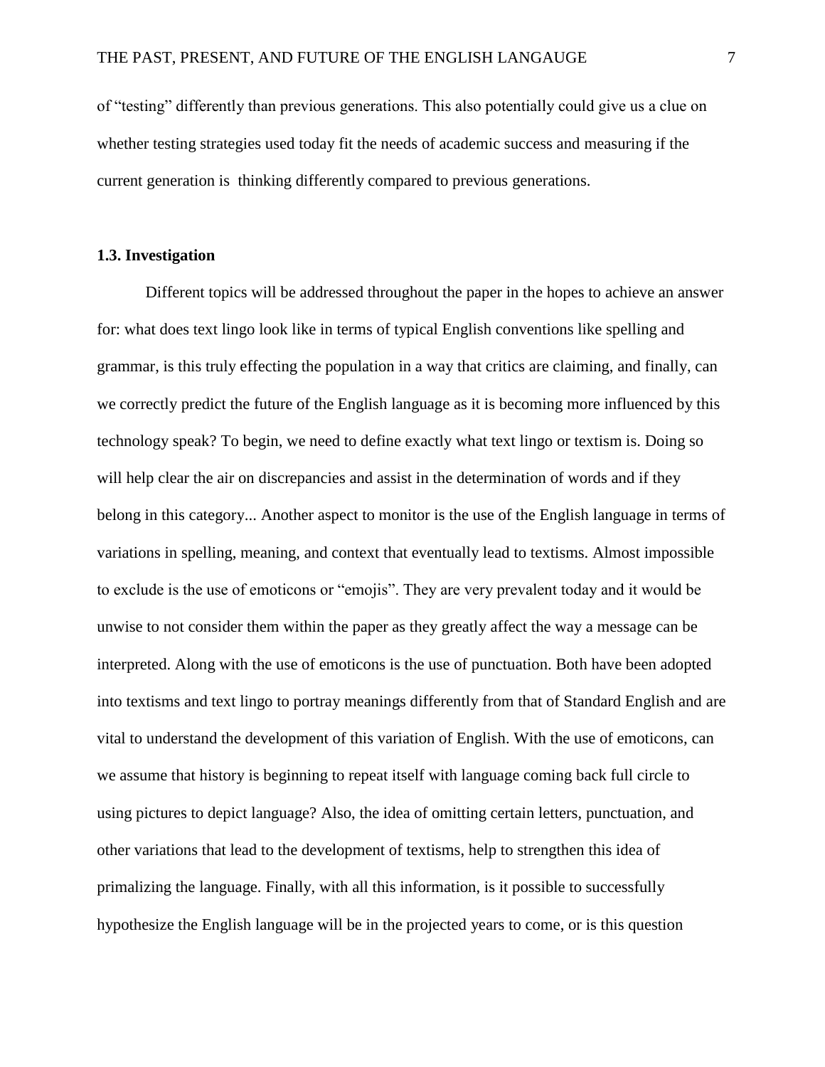of "testing" differently than previous generations. This also potentially could give us a clue on whether testing strategies used today fit the needs of academic success and measuring if the current generation is thinking differently compared to previous generations.

### 1.3. Investigation

Different topics will be addressed throughout the paper in the hopes to achieve an answer for: what does text lingo look like in terms of typical English conventions like spelling and grammar, is this truly effecting the population in a way that critics are claiming, and finally, can we correctly predict the future of the English language as it is becoming more influenced by this technology speak? To begin, we need to define exactly what text lingo or textism is. Doing so will help clear the air on discrepancies and assist in the determination of words and if they belong in this category... Another aspect to monitor is the use of the English language in terms of variations in spelling, meaning, and context that eventually lead to textisms. Almost impossible to exclude is the use of emoticons or "emojis". They are very prevalent today and it would be unwise to not consider them within the paper as they greatly affect the way a message can be interpreted. Along with the use of emoticons is the use of punctuation. Both have been adopted into textisms and text lingo to portray meanings differently from that of Standard English and are vital to understand the development of this variation of English. With the use of emoticons, can we assume that history is beginning to repeat itself with language coming back full circle to using pictures to depict language? Also, the idea of omitting certain letters, punctuation, and other variations that lead to the development of textisms, help to strengthen this idea of primalizing the language. Finally, with all this information, is it possible to successfully hypothesize the English language will be in the projected years to come, or is this question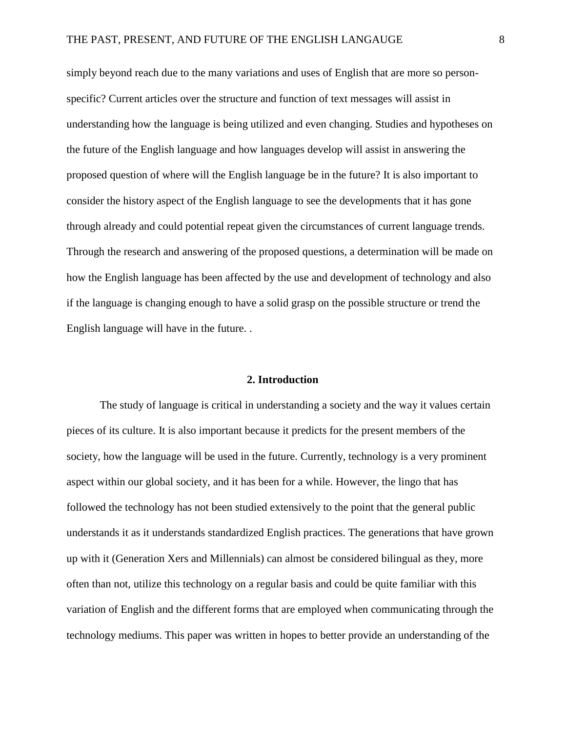simply beyond reach due to the many variations and uses of English that are more so person-specific? Current articles over the structure and function of text messages will assist in understanding how the language is being utilized and even changing. Studies and hypotheses on the future of the English language and how languages develop will assist in answering the proposed question of where will the English language be in the future? It is also important to consider the history aspect of the English language to see the developments that it has gone through already and could potential repeat given the circumstances of current language trends. Through the research and answering of the proposed questions, a determination will be made on how the English language has been affected by the use and development of technology and also if the language is changing enough to have a solid grasp on the possible structure or trend the English language will have in the future. .

## 2. Introduction

The study of language is critical in understanding a society and the way it values certain pieces of its culture. It is also important because it predicts for the present members of the society, how the language will be used in the future. Currently, technology is a very prominent aspect within our global society, and it has been for a while. However, the lingo that has followed the technology has not been studied extensively to the point that the general public understands it as it understands standardized English practices. The generations that have grown up with it (Generation Xers and Millennials) can almost be considered bilingual as they, more often than not, utilize this technology on a regular basis and could be quite familiar with this variation of English and the different forms that are employed when communicating through the technology mediums. This paper was written in hopes to better provide an understanding of the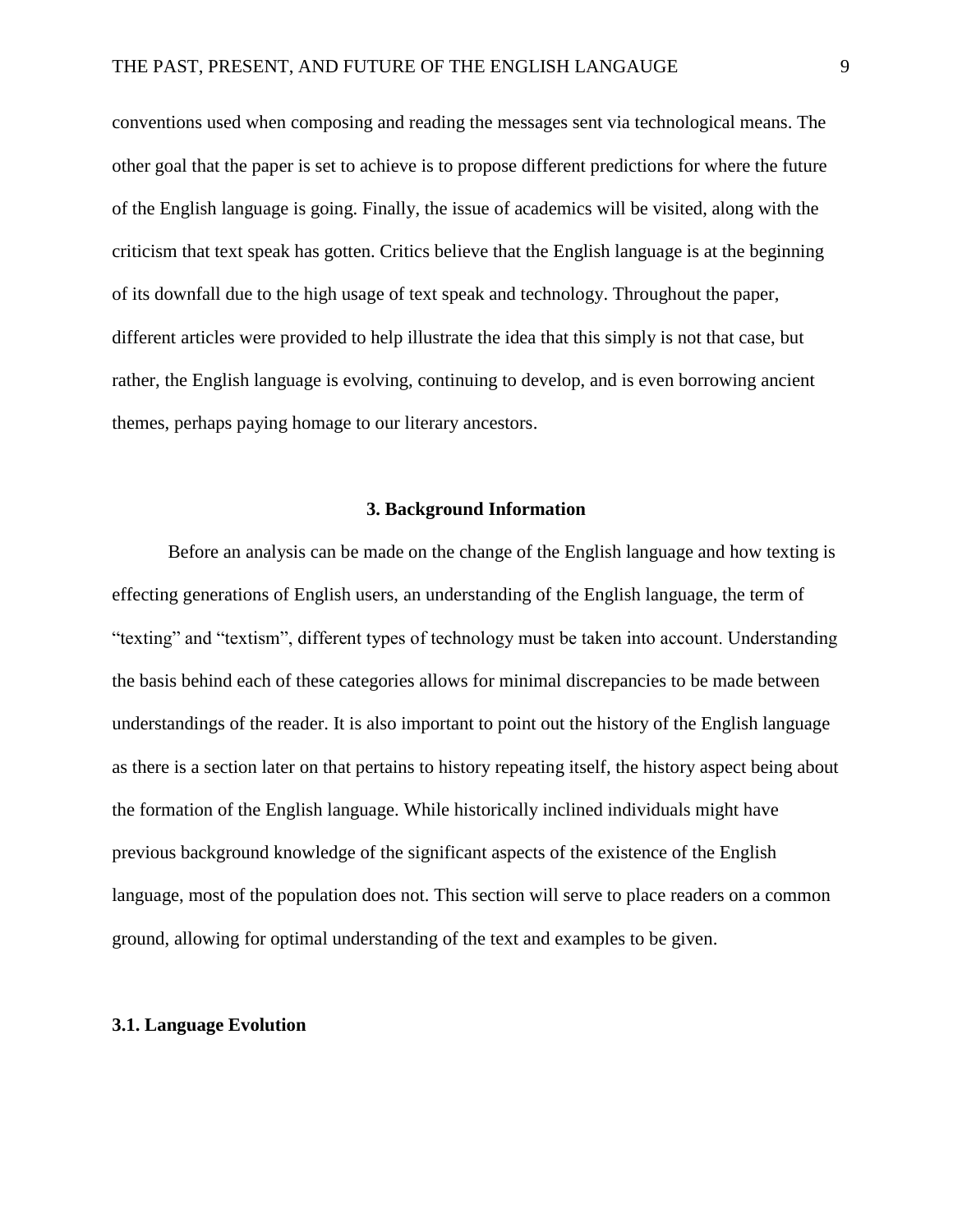conventions used when composing and reading the messages sent via technological means. The other goal that the paper is set to achieve is to propose different predictions for where the future of the English language is going. Finally, the issue of academics will be visited, along with the criticism that text speak has gotten. Critics believe that the English language is at the beginning of its downfall due to the high usage of text speak and technology. Throughout the paper, different articles were provided to help illustrate the idea that this simply is not that case, but rather, the English language is evolving, continuing to develop, and is even borrowing ancient themes, perhaps paying homage to our literary ancestors.

## 3. Background Information

Before an analysis can be made on the change of the English language and how texting is effecting generations of English users, an understanding of the English language, the term of "texting" and "textism", different types of technology must be taken into account. Understanding the basis behind each of these categories allows for minimal discrepancies to be made between understandings of the reader. It is also important to point out the history of the English language as there is a section later on that pertains to history repeating itself, the history aspect being about the formation of the English language. While historically inclined individuals might have previous background knowledge of the significant aspects of the existence of the English language, most of the population does not. This section will serve to place readers on a common ground, allowing for optimal understanding of the text and examples to be given.

### 3.1. Language Evolution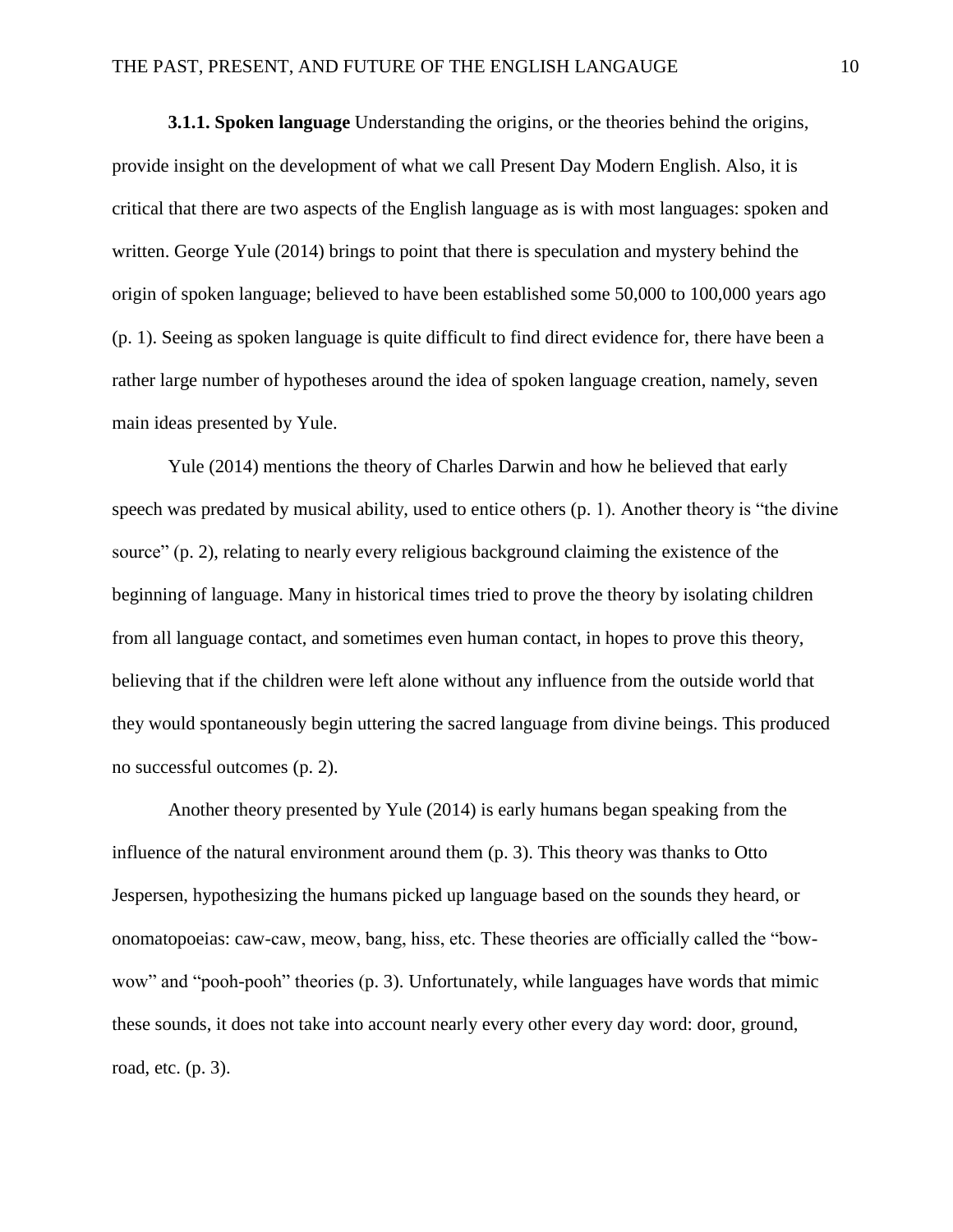**3.1.1. Spoken language** Understanding the origins, or the theories behind the origins, provide insight on the development of what we call Present Day Modern English. Also, it is critical that there are two aspects of the English language as is with most languages: spoken and written. George Yule (2014) brings to point that there is speculation and mystery behind the origin of spoken language; believed to have been established some 50,000 to 100,000 years ago (p. 1). Seeing as spoken language is quite difficult to find direct evidence for, there have been a rather large number of hypotheses around the idea of spoken language creation, namely, seven main ideas presented by Yule.

Yule (2014) mentions the theory of Charles Darwin and how he believed that early speech was predated by musical ability, used to entice others (p. 1). Another theory is "the divine source" (p. 2), relating to nearly every religious background claiming the existence of the beginning of language. Many in historical times tried to prove the theory by isolating children from all language contact, and sometimes even human contact, in hopes to prove this theory, believing that if the children were left alone without any influence from the outside world that they would spontaneously begin uttering the sacred language from divine beings. This produced no successful outcomes (p. 2).

Another theory presented by Yule (2014) is early humans began speaking from the influence of the natural environment around them (p. 3). This theory was thanks to Otto Jespersen, hypothesizing the humans picked up language based on the sounds they heard, or onomatopoeias: caw-caw, meow, bang, hiss, etc. These theories are officially called the "bow-wow" and "pooh-pooh" theories (p. 3). Unfortunately, while languages have words that mimic these sounds, it does not take into account nearly every other every day word: door, ground, road, etc. (p. 3).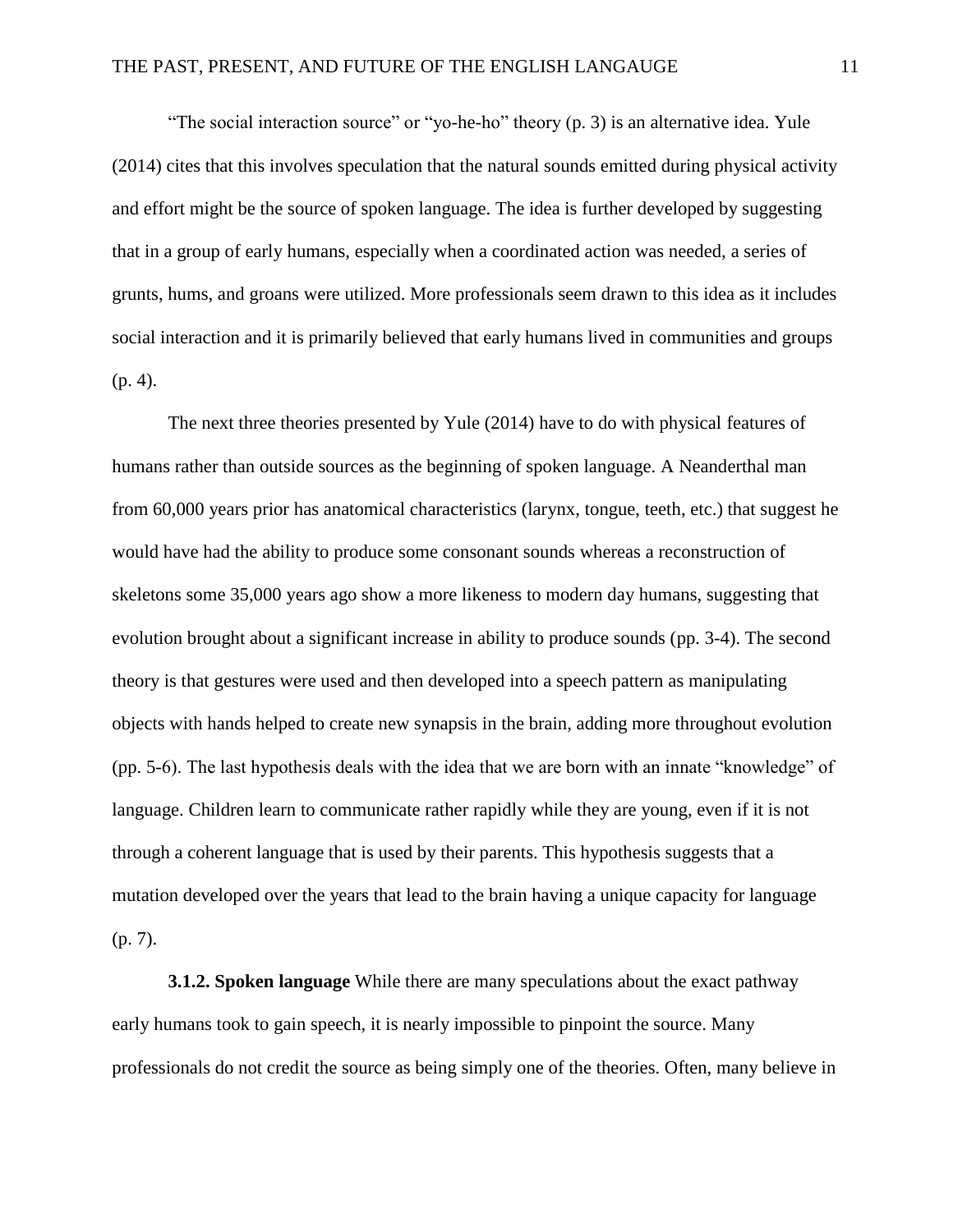"The social interaction source" or "yo-he-ho" theory (p. 3) is an alternative idea. Yule (2014) cites that this involves speculation that the natural sounds emitted during physical activity and effort might be the source of spoken language. The idea is further developed by suggesting that in a group of early humans, especially when a coordinated action was needed, a series of grunts, hums, and groans were utilized. More professionals seem drawn to this idea as it includes social interaction and it is primarily believed that early humans lived in communities and groups (p. 4).

The next three theories presented by Yule (2014) have to do with physical features of humans rather than outside sources as the beginning of spoken language. A Neanderthal man from 60,000 years prior has anatomical characteristics (larynx, tongue, teeth, etc.) that suggest he would have had the ability to produce some consonant sounds whereas a reconstruction of skeletons some 35,000 years ago show a more likeness to modern day humans, suggesting that evolution brought about a significant increase in ability to produce sounds (pp. 3-4). The second theory is that gestures were used and then developed into a speech pattern as manipulating objects with hands helped to create new synapsis in the brain, adding more throughout evolution (pp. 5-6). The last hypothesis deals with the idea that we are born with an innate "knowledge" of language. Children learn to communicate rather rapidly while they are young, even if it is not through a coherent language that is used by their parents. This hypothesis suggests that a mutation developed over the years that lead to the brain having a unique capacity for language (p. 7).

**3.1.2. Spoken language** While there are many speculations about the exact pathway early humans took to gain speech, it is nearly impossible to pinpoint the source. Many professionals do not credit the source as being simply one of the theories. Often, many believe in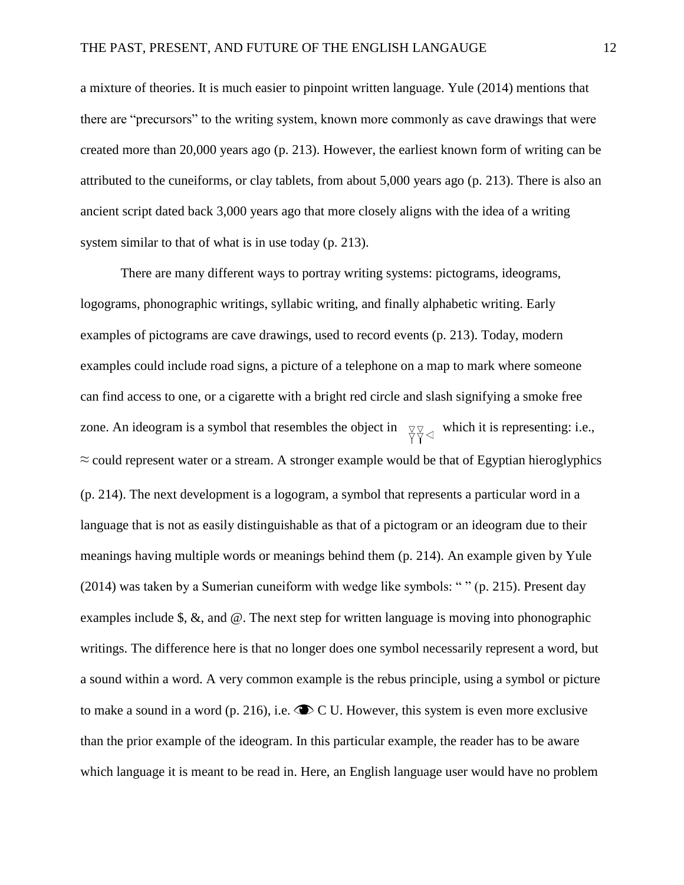a mixture of theories. It is much easier to pinpoint written language. Yule (2014) mentions that there are "precursors" to the writing system, known more commonly as cave drawings that were created more than 20,000 years ago (p. 213). However, the earliest known form of writing can be attributed to the cuneiforms, or clay tablets, from about 5,000 years ago (p. 213). There is also an ancient script dated back 3,000 years ago that more closely aligns with the idea of a writing system similar to that of what is in use today (p. 213).

There are many different ways to portray writing systems: pictograms, ideograms, logograms, phonographic writings, syllabic writing, and finally alphabetic writing. Early examples of pictograms are cave drawings, used to record events (p. 213). Today, modern examples could include road signs, a picture of a telephone on a map to mark where someone can find access to one, or a cigarette with a bright red circle and slash signifying a smoke free zone. An ideogram is a symbol that resembles the object in which it is representing: i.e., ≈ could represent water or a stream. A stronger example would be that of Egyptian hieroglyphics (p. 214). The next development is a logogram, a symbol that represents a particular word in a language that is not as easily distinguishable as that of a pictogram or an ideogram due to their meanings having multiple words or meanings behind them (p. 214). An example given by Yule (2014) was taken by a Sumerian cuneiform with wedge like symbols: " " (p. 215). Present day examples include $, &, and @. The next step for written language is moving into phonographic writings. The difference here is that no longer does one symbol necessarily represent a word, but a sound within a word. A very common example is the rebus principle, using a symbol or picture to make a sound in a word (p. 216), i.e. 👁 C U. However, this system is even more exclusive than the prior example of the ideogram. In this particular example, the reader has to be aware which language it is meant to be read in. Here, an English language user would have no problem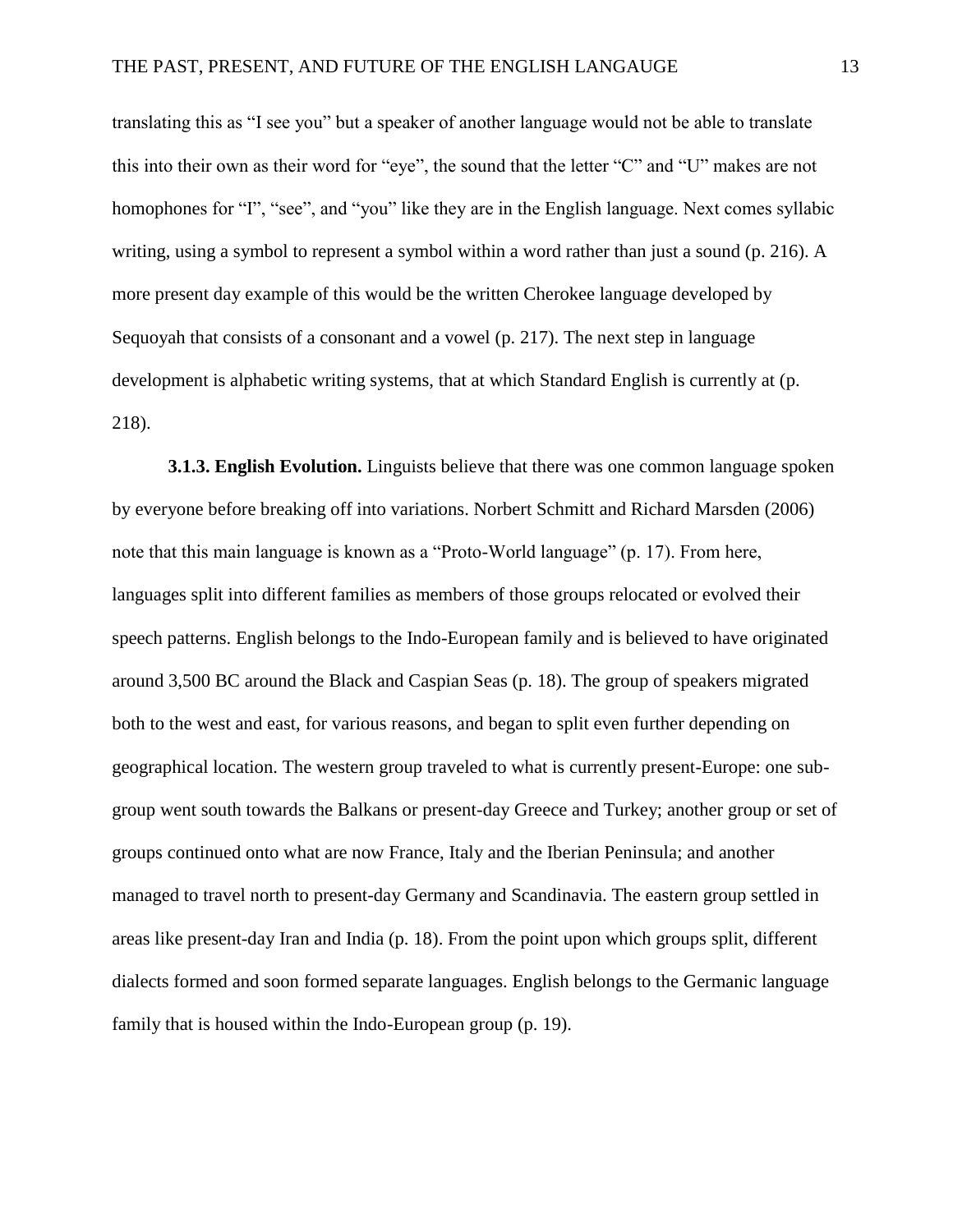translating this as "I see you" but a speaker of another language would not be able to translate this into their own as their word for "eye", the sound that the letter "C" and "U" makes are not homophones for "I", "see", and "you" like they are in the English language. Next comes syllabic writing, using a symbol to represent a symbol within a word rather than just a sound (p. 216). A more present day example of this would be the written Cherokee language developed by Sequoyah that consists of a consonant and a vowel (p. 217). The next step in language development is alphabetic writing systems, that at which Standard English is currently at (p. 218).

**3.1.3. English Evolution.** Linguists believe that there was one common language spoken by everyone before breaking off into variations. Norbert Schmitt and Richard Marsden (2006) note that this main language is known as a "Proto-World language" (p. 17). From here, languages split into different families as members of those groups relocated or evolved their speech patterns. English belongs to the Indo-European family and is believed to have originated around 3,500 BC around the Black and Caspian Seas (p. 18). The group of speakers migrated both to the west and east, for various reasons, and began to split even further depending on geographical location. The western group traveled to what is currently present-Europe: one sub-group went south towards the Balkans or present-day Greece and Turkey; another group or set of groups continued onto what are now France, Italy and the Iberian Peninsula; and another managed to travel north to present-day Germany and Scandinavia. The eastern group settled in areas like present-day Iran and India (p. 18). From the point upon which groups split, different dialects formed and soon formed separate languages. English belongs to the Germanic language family that is housed within the Indo-European group (p. 19).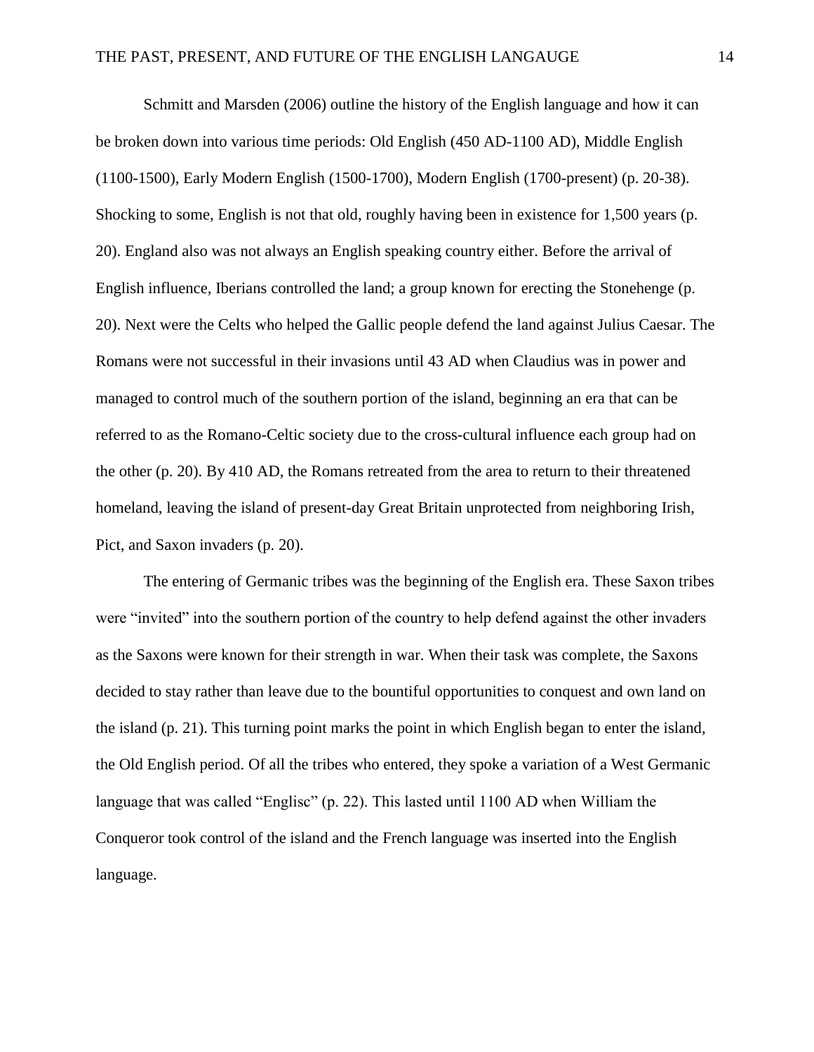Schmitt and Marsden (2006) outline the history of the English language and how it can be broken down into various time periods: Old English (450 AD-1100 AD), Middle English (1100-1500), Early Modern English (1500-1700), Modern English (1700-present) (p. 20-38). Shocking to some, English is not that old, roughly having been in existence for 1,500 years (p. 20). England also was not always an English speaking country either. Before the arrival of English influence, Iberians controlled the land; a group known for erecting the Stonehenge (p. 20). Next were the Celts who helped the Gallic people defend the land against Julius Caesar. The Romans were not successful in their invasions until 43 AD when Claudius was in power and managed to control much of the southern portion of the island, beginning an era that can be referred to as the Romano-Celtic society due to the cross-cultural influence each group had on the other (p. 20). By 410 AD, the Romans retreated from the area to return to their threatened homeland, leaving the island of present-day Great Britain unprotected from neighboring Irish, Pict, and Saxon invaders (p. 20).

The entering of Germanic tribes was the beginning of the English era. These Saxon tribes were "invited" into the southern portion of the country to help defend against the other invaders as the Saxons were known for their strength in war. When their task was complete, the Saxons decided to stay rather than leave due to the bountiful opportunities to conquest and own land on the island (p. 21). This turning point marks the point in which English began to enter the island, the Old English period. Of all the tribes who entered, they spoke a variation of a West Germanic language that was called "Englisc" (p. 22). This lasted until 1100 AD when William the Conqueror took control of the island and the French language was inserted into the English language.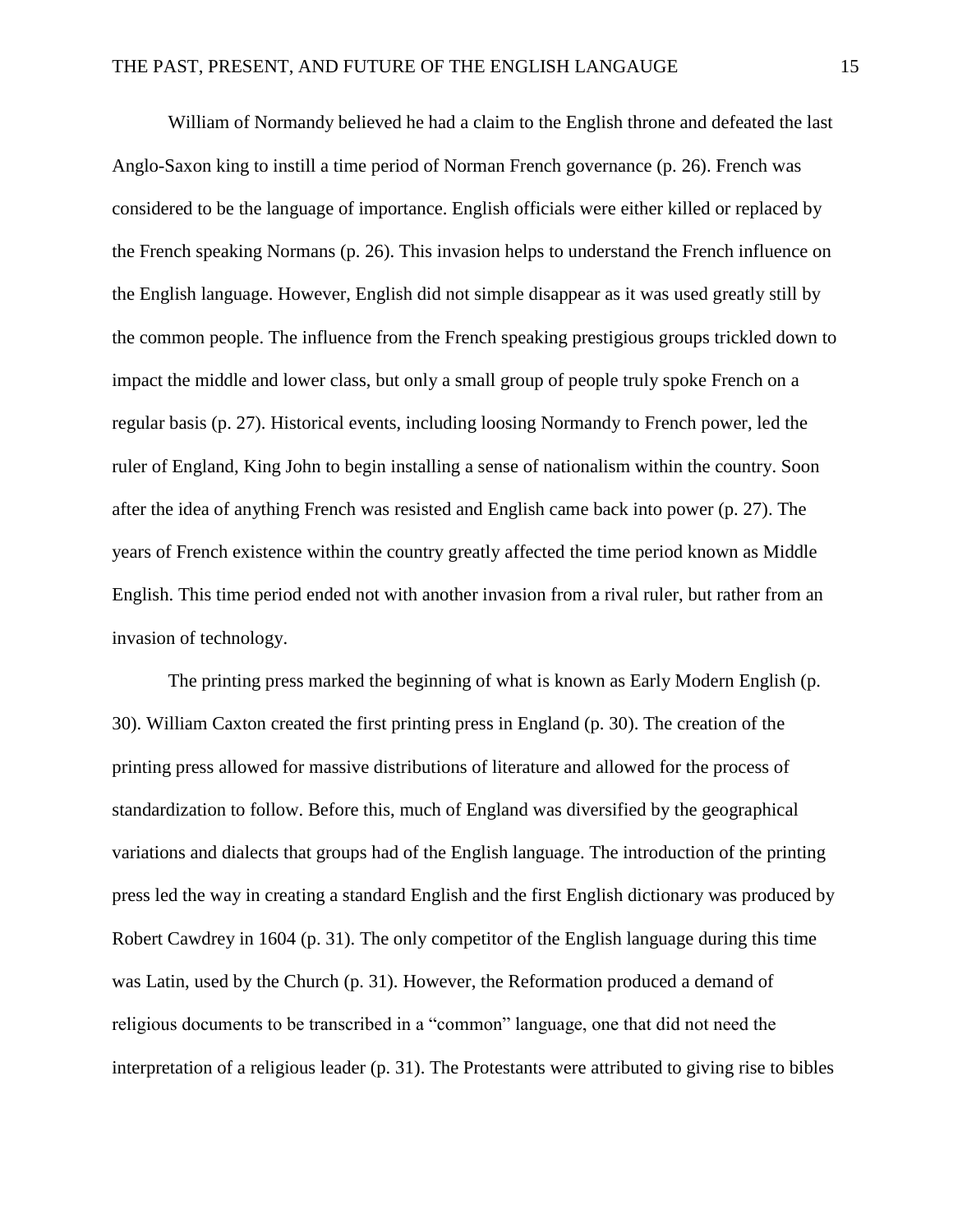William of Normandy believed he had a claim to the English throne and defeated the last Anglo-Saxon king to instill a time period of Norman French governance (p. 26). French was considered to be the language of importance. English officials were either killed or replaced by the French speaking Normans (p. 26). This invasion helps to understand the French influence on the English language. However, English did not simple disappear as it was used greatly still by the common people. The influence from the French speaking prestigious groups trickled down to impact the middle and lower class, but only a small group of people truly spoke French on a regular basis (p. 27). Historical events, including loosing Normandy to French power, led the ruler of England, King John to begin installing a sense of nationalism within the country. Soon after the idea of anything French was resisted and English came back into power (p. 27). The years of French existence within the country greatly affected the time period known as Middle English. This time period ended not with another invasion from a rival ruler, but rather from an invasion of technology.

The printing press marked the beginning of what is known as Early Modern English (p. 30). William Caxton created the first printing press in England (p. 30). The creation of the printing press allowed for massive distributions of literature and allowed for the process of standardization to follow. Before this, much of England was diversified by the geographical variations and dialects that groups had of the English language. The introduction of the printing press led the way in creating a standard English and the first English dictionary was produced by Robert Cawdrey in 1604 (p. 31). The only competitor of the English language during this time was Latin, used by the Church (p. 31). However, the Reformation produced a demand of religious documents to be transcribed in a "common" language, one that did not need the interpretation of a religious leader (p. 31). The Protestants were attributed to giving rise to bibles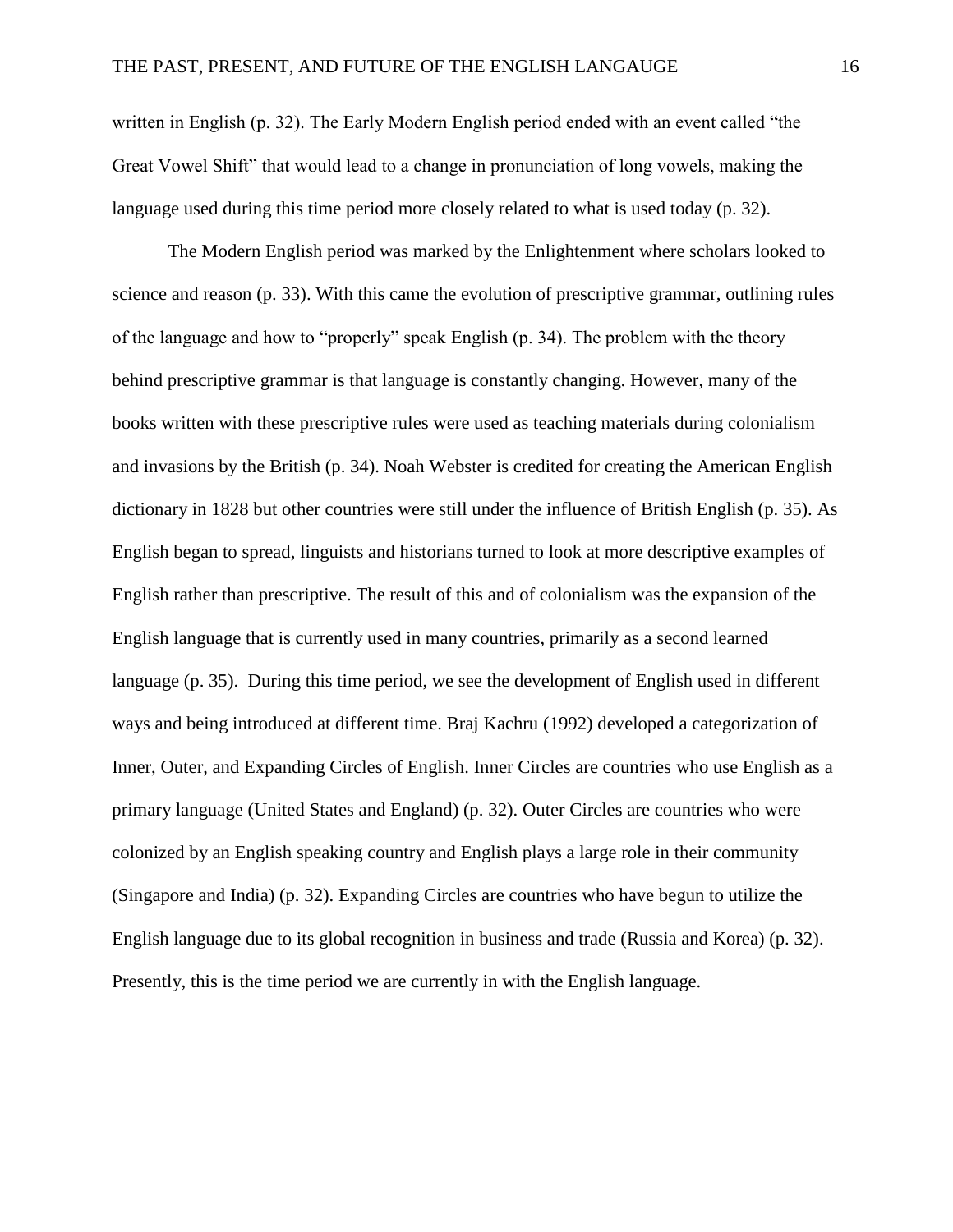written in English (p. 32). The Early Modern English period ended with an event called "the Great Vowel Shift" that would lead to a change in pronunciation of long vowels, making the language used during this time period more closely related to what is used today (p. 32).

The Modern English period was marked by the Enlightenment where scholars looked to science and reason (p. 33). With this came the evolution of prescriptive grammar, outlining rules of the language and how to "properly" speak English (p. 34). The problem with the theory behind prescriptive grammar is that language is constantly changing. However, many of the books written with these prescriptive rules were used as teaching materials during colonialism and invasions by the British (p. 34). Noah Webster is credited for creating the American English dictionary in 1828 but other countries were still under the influence of British English (p. 35). As English began to spread, linguists and historians turned to look at more descriptive examples of English rather than prescriptive. The result of this and of colonialism was the expansion of the English language that is currently used in many countries, primarily as a second learned language (p. 35). During this time period, we see the development of English used in different ways and being introduced at different time. Braj Kachru (1992) developed a categorization of Inner, Outer, and Expanding Circles of English. Inner Circles are countries who use English as a primary language (United States and England) (p. 32). Outer Circles are countries who were colonized by an English speaking country and English plays a large role in their community (Singapore and India) (p. 32). Expanding Circles are countries who have begun to utilize the English language due to its global recognition in business and trade (Russia and Korea) (p. 32). Presently, this is the time period we are currently in with the English language.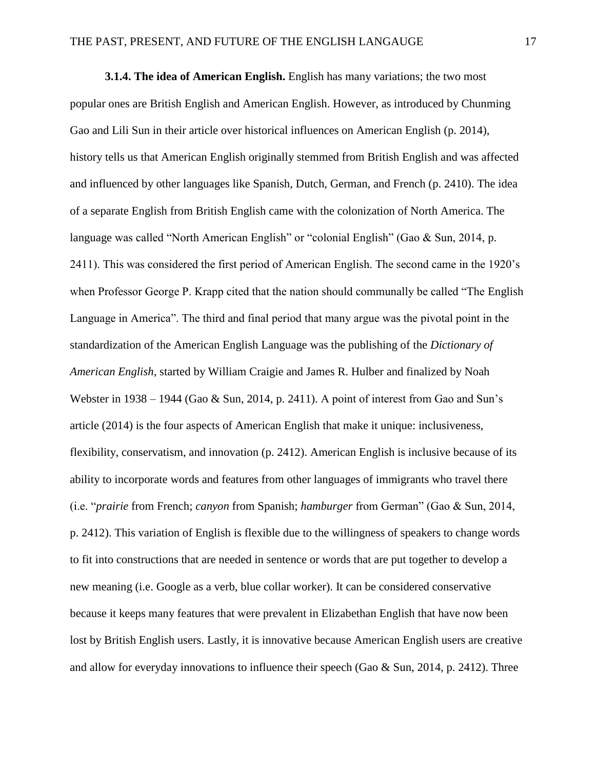**3.1.4. The idea of American English.** English has many variations; the two most popular ones are British English and American English. However, as introduced by Chunming Gao and Lili Sun in their article over historical influences on American English (p. 2014), history tells us that American English originally stemmed from British English and was affected and influenced by other languages like Spanish, Dutch, German, and French (p. 2410). The idea of a separate English from British English came with the colonization of North America. The language was called "North American English" or "colonial English" (Gao & Sun, 2014, p. 2411). This was considered the first period of American English. The second came in the 1920's when Professor George P. Krapp cited that the nation should communally be called "The English Language in America". The third and final period that many argue was the pivotal point in the standardization of the American English Language was the publishing of the *Dictionary of American English*, started by William Craigie and James R. Hulber and finalized by Noah Webster in 1938 – 1944 (Gao & Sun, 2014, p. 2411). A point of interest from Gao and Sun's article (2014) is the four aspects of American English that make it unique: inclusiveness, flexibility, conservatism, and innovation (p. 2412). American English is inclusive because of its ability to incorporate words and features from other languages of immigrants who travel there (i.e. "*prairie* from French; *canyon* from Spanish; *hamburger* from German" (Gao & Sun, 2014, p. 2412). This variation of English is flexible due to the willingness of speakers to change words to fit into constructions that are needed in sentence or words that are put together to develop a new meaning (i.e. Google as a verb, blue collar worker). It can be considered conservative because it keeps many features that were prevalent in Elizabethan English that have now been lost by British English users. Lastly, it is innovative because American English users are creative and allow for everyday innovations to influence their speech (Gao & Sun, 2014, p. 2412). Three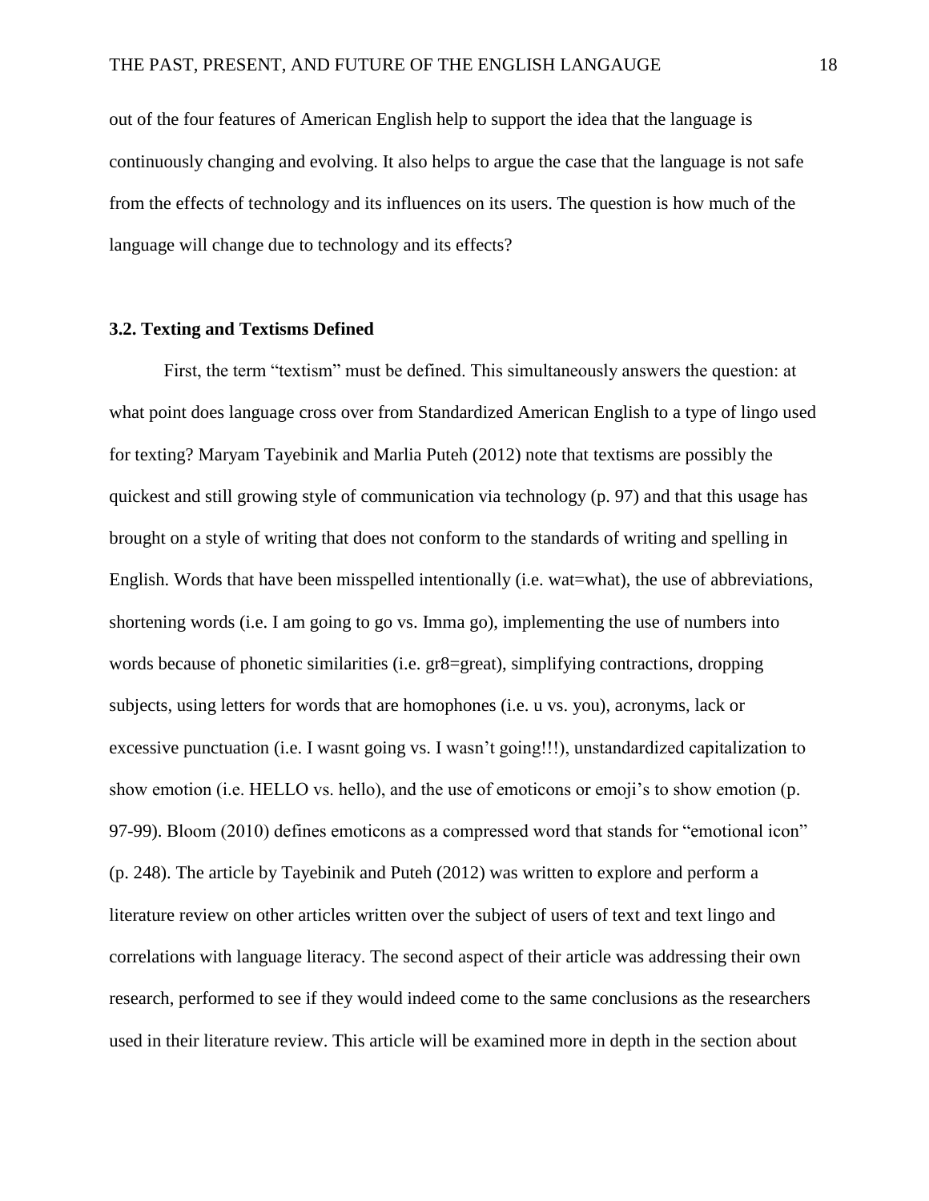out of the four features of American English help to support the idea that the language is continuously changing and evolving. It also helps to argue the case that the language is not safe from the effects of technology and its influences on its users. The question is how much of the language will change due to technology and its effects?

### 3.2. Texting and Textisms Defined

First, the term "textism" must be defined. This simultaneously answers the question: at what point does language cross over from Standardized American English to a type of lingo used for texting? Maryam Tayebinik and Marlia Puteh (2012) note that textisms are possibly the quickest and still growing style of communication via technology (p. 97) and that this usage has brought on a style of writing that does not conform to the standards of writing and spelling in English. Words that have been misspelled intentionally (i.e. wat=what), the use of abbreviations, shortening words (i.e. I am going to go vs. Imma go), implementing the use of numbers into words because of phonetic similarities (i.e. gr8=great), simplifying contractions, dropping subjects, using letters for words that are homophones (i.e. u vs. you), acronyms, lack or excessive punctuation (i.e. I wasnt going vs. I wasn't going!!!), unstandardized capitalization to show emotion (i.e. HELLO vs. hello), and the use of emoticons or emoji's to show emotion (p. 97-99). Bloom (2010) defines emoticons as a compressed word that stands for "emotional icon" (p. 248). The article by Tayebinik and Puteh (2012) was written to explore and perform a literature review on other articles written over the subject of users of text and text lingo and correlations with language literacy. The second aspect of their article was addressing their own research, performed to see if they would indeed come to the same conclusions as the researchers used in their literature review. This article will be examined more in depth in the section about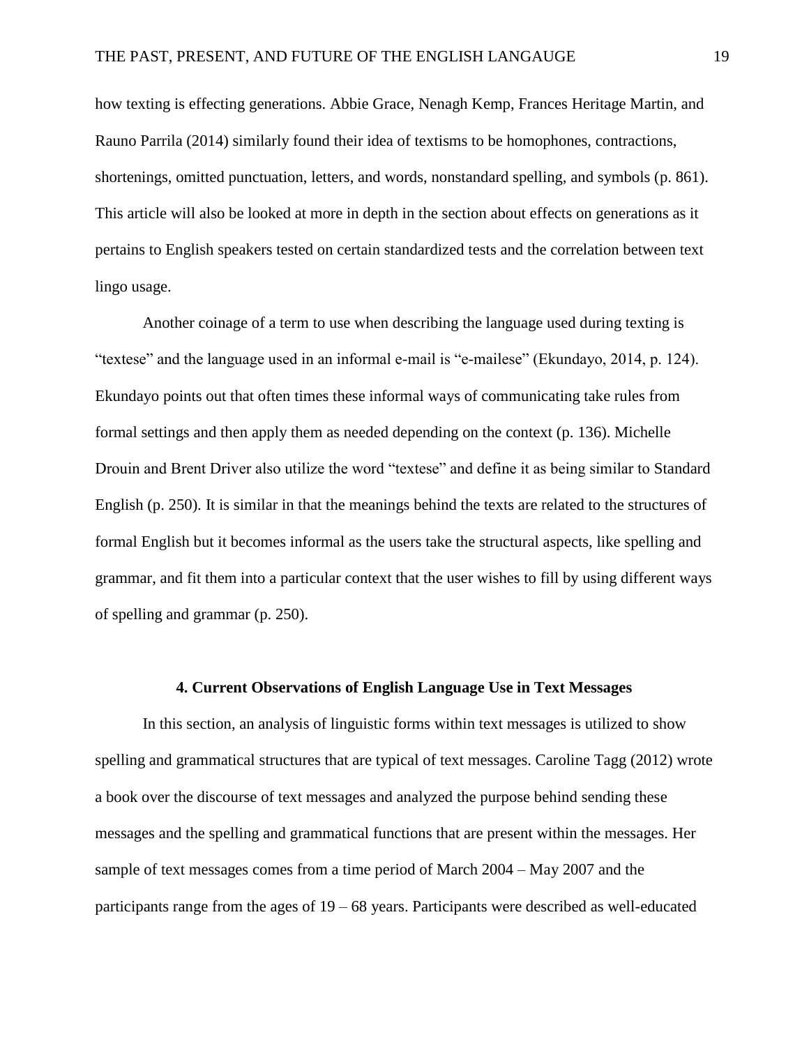how texting is effecting generations. Abbie Grace, Nenagh Kemp, Frances Heritage Martin, and Rauno Parrila (2014) similarly found their idea of textisms to be homophones, contractions, shortenings, omitted punctuation, letters, and words, nonstandard spelling, and symbols (p. 861). This article will also be looked at more in depth in the section about effects on generations as it pertains to English speakers tested on certain standardized tests and the correlation between text lingo usage.

Another coinage of a term to use when describing the language used during texting is "textese" and the language used in an informal e-mail is "e-mailese" (Ekundayo, 2014, p. 124). Ekundayo points out that often times these informal ways of communicating take rules from formal settings and then apply them as needed depending on the context (p. 136). Michelle Drouin and Brent Driver also utilize the word "textese" and define it as being similar to Standard English (p. 250). It is similar in that the meanings behind the texts are related to the structures of formal English but it becomes informal as the users take the structural aspects, like spelling and grammar, and fit them into a particular context that the user wishes to fill by using different ways of spelling and grammar (p. 250).

## 4. Current Observations of English Language Use in Text Messages

In this section, an analysis of linguistic forms within text messages is utilized to show spelling and grammatical structures that are typical of text messages. Caroline Tagg (2012) wrote a book over the discourse of text messages and analyzed the purpose behind sending these messages and the spelling and grammatical functions that are present within the messages. Her sample of text messages comes from a time period of March 2004 – May 2007 and the participants range from the ages of 19 – 68 years. Participants were described as well-educated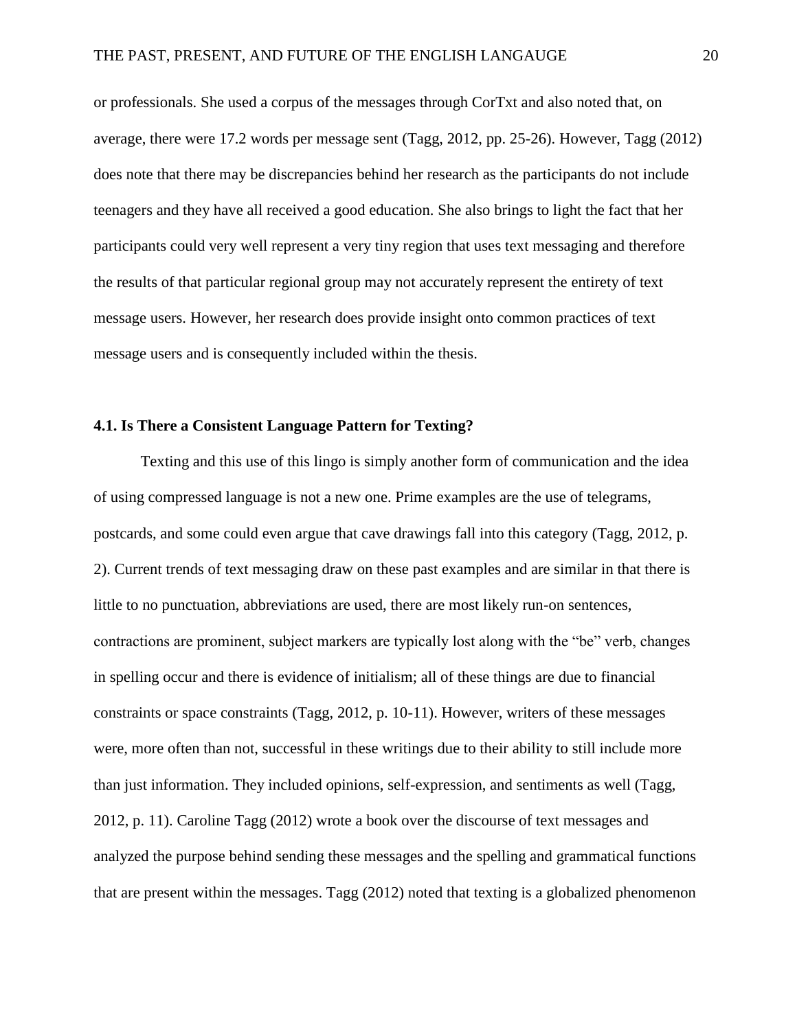or professionals. She used a corpus of the messages through CorTxt and also noted that, on average, there were 17.2 words per message sent (Tagg, 2012, pp. 25-26). However, Tagg (2012) does note that there may be discrepancies behind her research as the participants do not include teenagers and they have all received a good education. She also brings to light the fact that her participants could very well represent a very tiny region that uses text messaging and therefore the results of that particular regional group may not accurately represent the entirety of text message users. However, her research does provide insight onto common practices of text message users and is consequently included within the thesis.

### 4.1. Is There a Consistent Language Pattern for Texting?

Texting and this use of this lingo is simply another form of communication and the idea of using compressed language is not a new one. Prime examples are the use of telegrams, postcards, and some could even argue that cave drawings fall into this category (Tagg, 2012, p. 2). Current trends of text messaging draw on these past examples and are similar in that there is little to no punctuation, abbreviations are used, there are most likely run-on sentences, contractions are prominent, subject markers are typically lost along with the "be" verb, changes in spelling occur and there is evidence of initialism; all of these things are due to financial constraints or space constraints (Tagg, 2012, p. 10-11). However, writers of these messages were, more often than not, successful in these writings due to their ability to still include more than just information. They included opinions, self-expression, and sentiments as well (Tagg, 2012, p. 11). Caroline Tagg (2012) wrote a book over the discourse of text messages and analyzed the purpose behind sending these messages and the spelling and grammatical functions that are present within the messages. Tagg (2012) noted that texting is a globalized phenomenon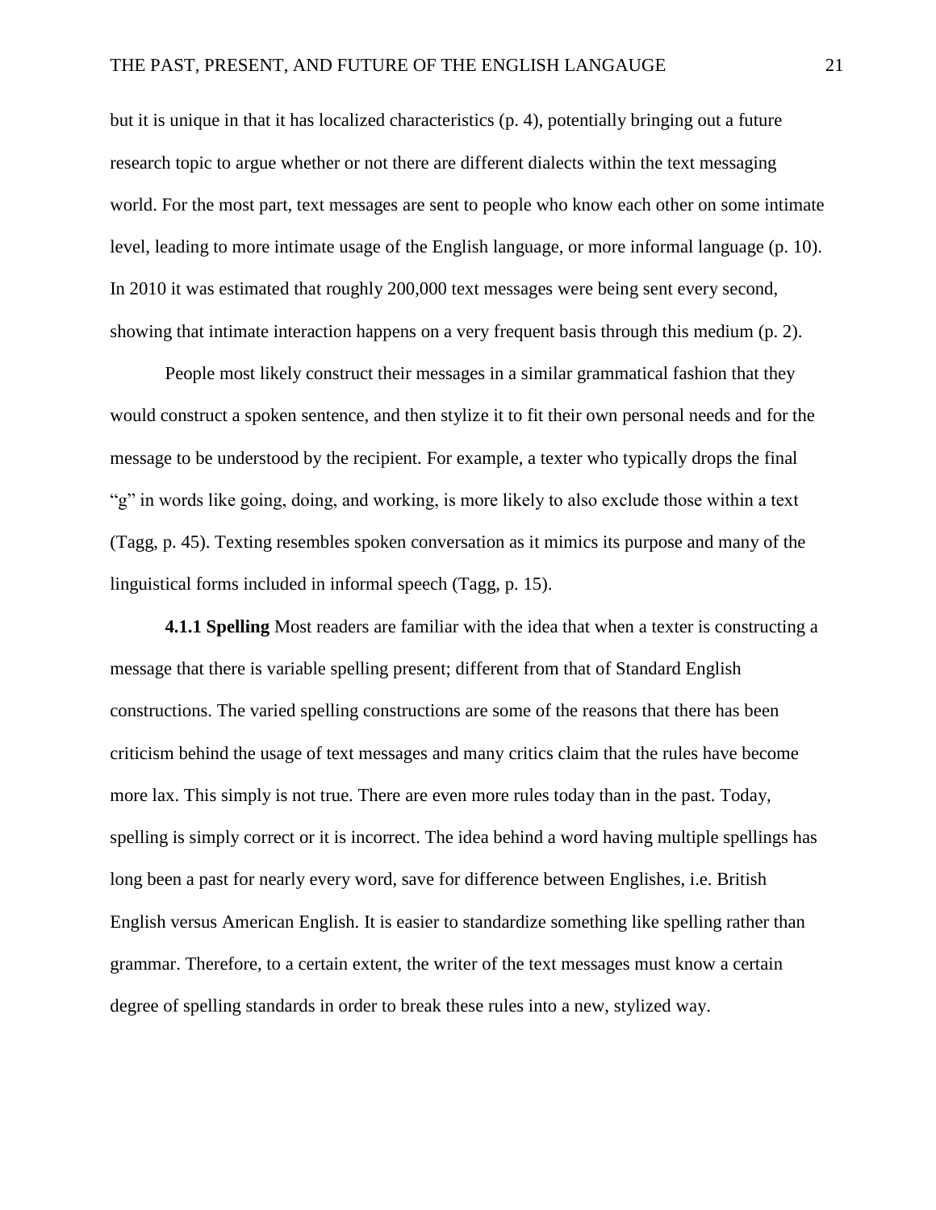but it is unique in that it has localized characteristics (p. 4), potentially bringing out a future research topic to argue whether or not there are different dialects within the text messaging world. For the most part, text messages are sent to people who know each other on some intimate level, leading to more intimate usage of the English language, or more informal language (p. 10). In 2010 it was estimated that roughly 200,000 text messages were being sent every second, showing that intimate interaction happens on a very frequent basis through this medium (p. 2).

People most likely construct their messages in a similar grammatical fashion that they would construct a spoken sentence, and then stylize it to fit their own personal needs and for the message to be understood by the recipient. For example, a texter who typically drops the final "g" in words like going, doing, and working, is more likely to also exclude those within a text (Tagg, p. 45). Texting resembles spoken conversation as it mimics its purpose and many of the linguistical forms included in informal speech (Tagg, p. 15).

**4.1.1 Spelling** Most readers are familiar with the idea that when a texter is constructing a message that there is variable spelling present; different from that of Standard English constructions. The varied spelling constructions are some of the reasons that there has been criticism behind the usage of text messages and many critics claim that the rules have become more lax. This simply is not true. There are even more rules today than in the past. Today, spelling is simply correct or it is incorrect. The idea behind a word having multiple spellings has long been a past for nearly every word, save for difference between Englishes, i.e. British English versus American English. It is easier to standardize something like spelling rather than grammar. Therefore, to a certain extent, the writer of the text messages must know a certain degree of spelling standards in order to break these rules into a new, stylized way.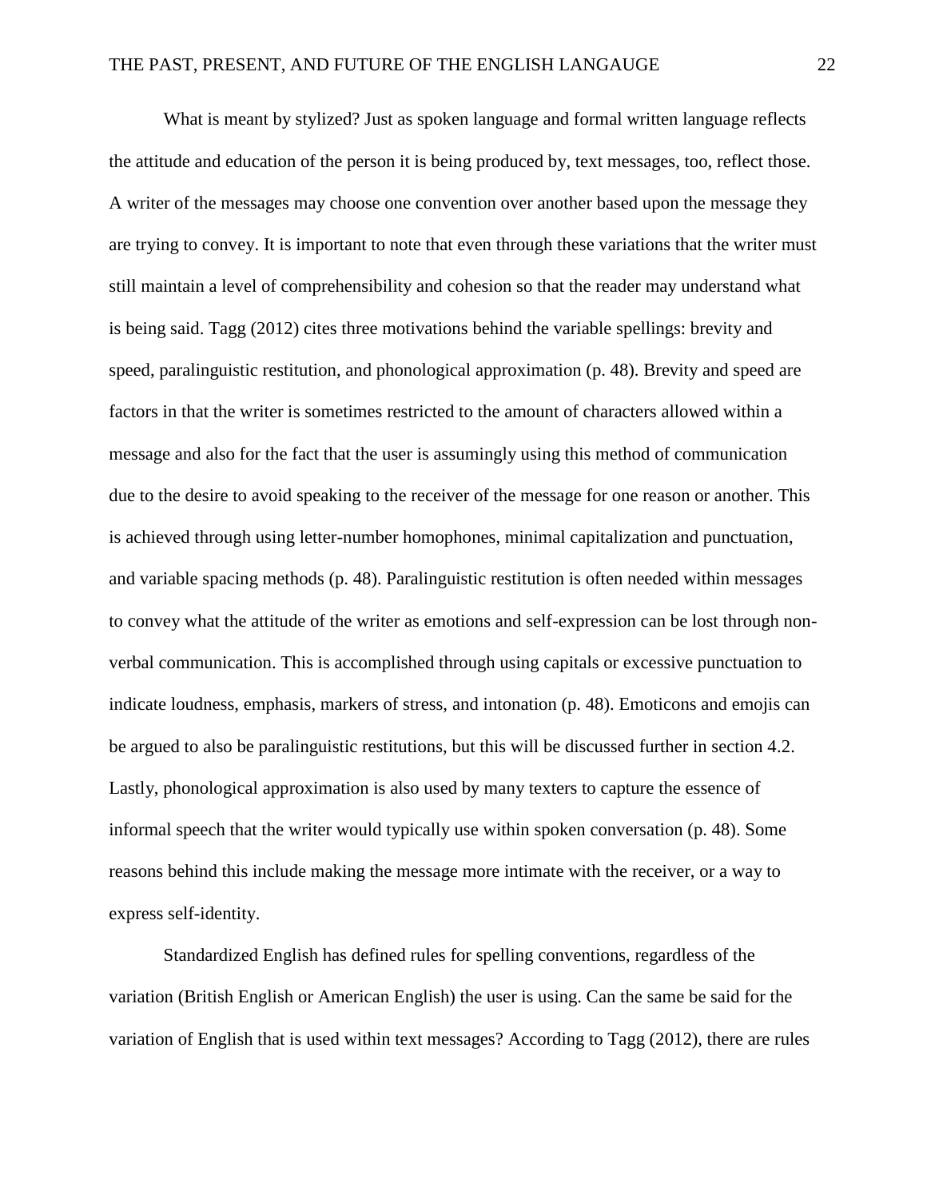What is meant by stylized? Just as spoken language and formal written language reflects the attitude and education of the person it is being produced by, text messages, too, reflect those. A writer of the messages may choose one convention over another based upon the message they are trying to convey. It is important to note that even through these variations that the writer must still maintain a level of comprehensibility and cohesion so that the reader may understand what is being said. Tagg (2012) cites three motivations behind the variable spellings: brevity and speed, paralinguistic restitution, and phonological approximation (p. 48). Brevity and speed are factors in that the writer is sometimes restricted to the amount of characters allowed within a message and also for the fact that the user is assumingly using this method of communication due to the desire to avoid speaking to the receiver of the message for one reason or another. This is achieved through using letter-number homophones, minimal capitalization and punctuation, and variable spacing methods (p. 48). Paralinguistic restitution is often needed within messages to convey what the attitude of the writer as emotions and self-expression can be lost through non-verbal communication. This is accomplished through using capitals or excessive punctuation to indicate loudness, emphasis, markers of stress, and intonation (p. 48). Emoticons and emojis can be argued to also be paralinguistic restitutions, but this will be discussed further in section 4.2. Lastly, phonological approximation is also used by many texters to capture the essence of informal speech that the writer would typically use within spoken conversation (p. 48). Some reasons behind this include making the message more intimate with the receiver, or a way to express self-identity.

Standardized English has defined rules for spelling conventions, regardless of the variation (British English or American English) the user is using. Can the same be said for the variation of English that is used within text messages? According to Tagg (2012), there are rules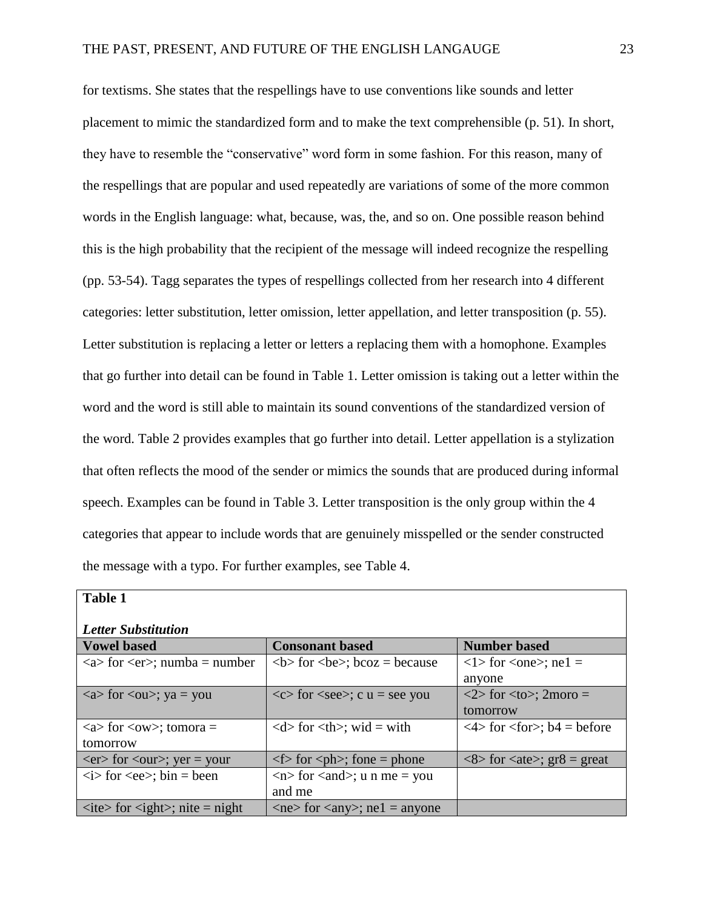for textisms. She states that the respellings have to use conventions like sounds and letter placement to mimic the standardized form and to make the text comprehensible (p. 51). In short, they have to resemble the "conservative" word form in some fashion. For this reason, many of the respellings that are popular and used repeatedly are variations of some of the more common words in the English language: what, because, was, the, and so on. One possible reason behind this is the high probability that the recipient of the message will indeed recognize the respelling (pp. 53-54). Tagg separates the types of respellings collected from her research into 4 different categories: letter substitution, letter omission, letter appellation, and letter transposition (p. 55). Letter substitution is replacing a letter or letters a replacing them with a homophone. Examples that go further into detail can be found in Table 1. Letter omission is taking out a letter within the word and the word is still able to maintain its sound conventions of the standardized version of the word. Table 2 provides examples that go further into detail. Letter appellation is a stylization that often reflects the mood of the sender or mimics the sounds that are produced during informal speech. Examples can be found in Table 3. Letter transposition is the only group within the 4 categories that appear to include words that are genuinely misspelled or the sender constructed the message with a typo. For further examples, see Table 4.

**Table 1**

***Letter Substitution***

| **Vowel based** | **Consonant based** | **Number based** |
|---|---|---|
| <a> for <er>; numba = number | <b> for <be>; bcoz = because | <1> for <one>; ne1 = anyone |
| <a> for <ou>; ya = you | <c> for <see>; c u = see you | <2> for <to>; 2moro = tomorrow |
| <a> for <ow>; tomora = tomorrow | <d> for <th>; wid = with | <4> for <for>; b4 = before |
| <er> for <our>; yer = your | <f> for <ph>; fone = phone | <8> for <ate>; gr8 = great |
| <i> for <ee>; bin = been | <n> for <and>; u n me = you and me | |
| <ite> for <ight>; nite = night | <ne> for <any>; ne1 = anyone | |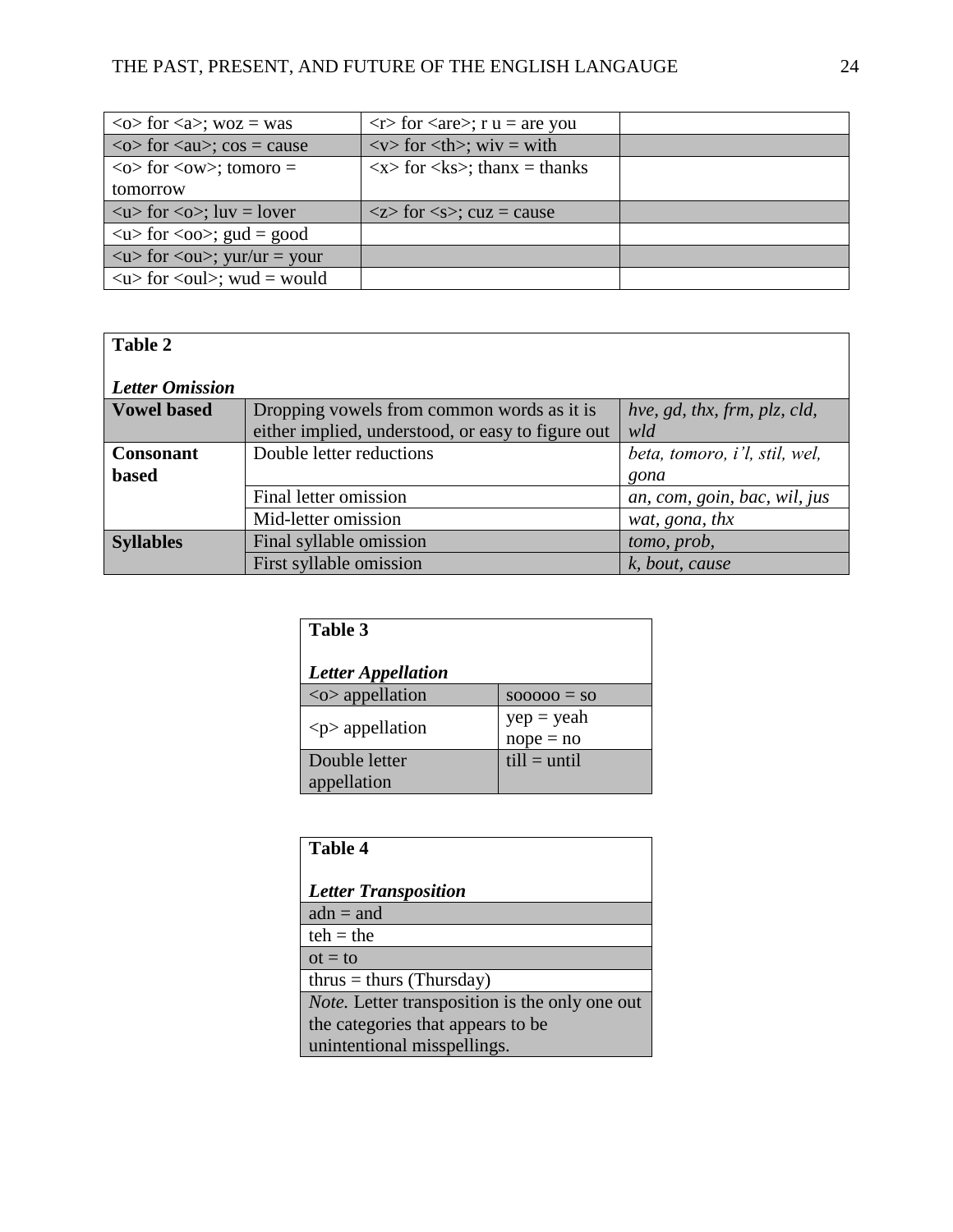| | | |
|---|---|---|
| <o> for <a>; woz = was | <r> for <are>; r u = are you | |
| <o> for <au>; cos = cause | <v> for <th>; wiv = with | |
| <o> for <ow>; tomoro = tomorrow | <x> for <ks>; thanx = thanks | |
| <u> for <o>; luv = lover | <z> for <s>; cuz = cause | |
| <u> for <oo>; gud = good | | |
| <u> for <ou>; yur/ur = your | | |
| <u> for <oul>; wud = would | | |

**Table 2**

***Letter Omission***

| | | |
|---|---|---|
| **Vowel based** | Dropping vowels from common words as it is either implied, understood, or easy to figure out | *hve, gd, thx, frm, plz, cld, wld* |
| **Consonant based** | Double letter reductions | *beta, tomoro, i'l, stil, wel, gona* |
| | Final letter omission | *an, com, goin, bac, wil, jus* |
| | Mid-letter omission | *wat, gona, thx* |
| **Syllables** | Final syllable omission | *tomo, prob,* |
| | First syllable omission | *k, bout, cause* |

**Table 3**

***Letter Appellation***

| | |
|---|---|
| <o> appellation | sooooo = so |
| <p> appellation | yep = yeah<br>nope = no |
| Double letter appellation | till = until |

**Table 4**

***Letter Transposition***

| |
|---|
| adn = and |
| teh = the |
| ot = to |
| thrus = thurs (Thursday) |

*Note.* Letter transposition is the only one out the categories that appears to be unintentional misspellings.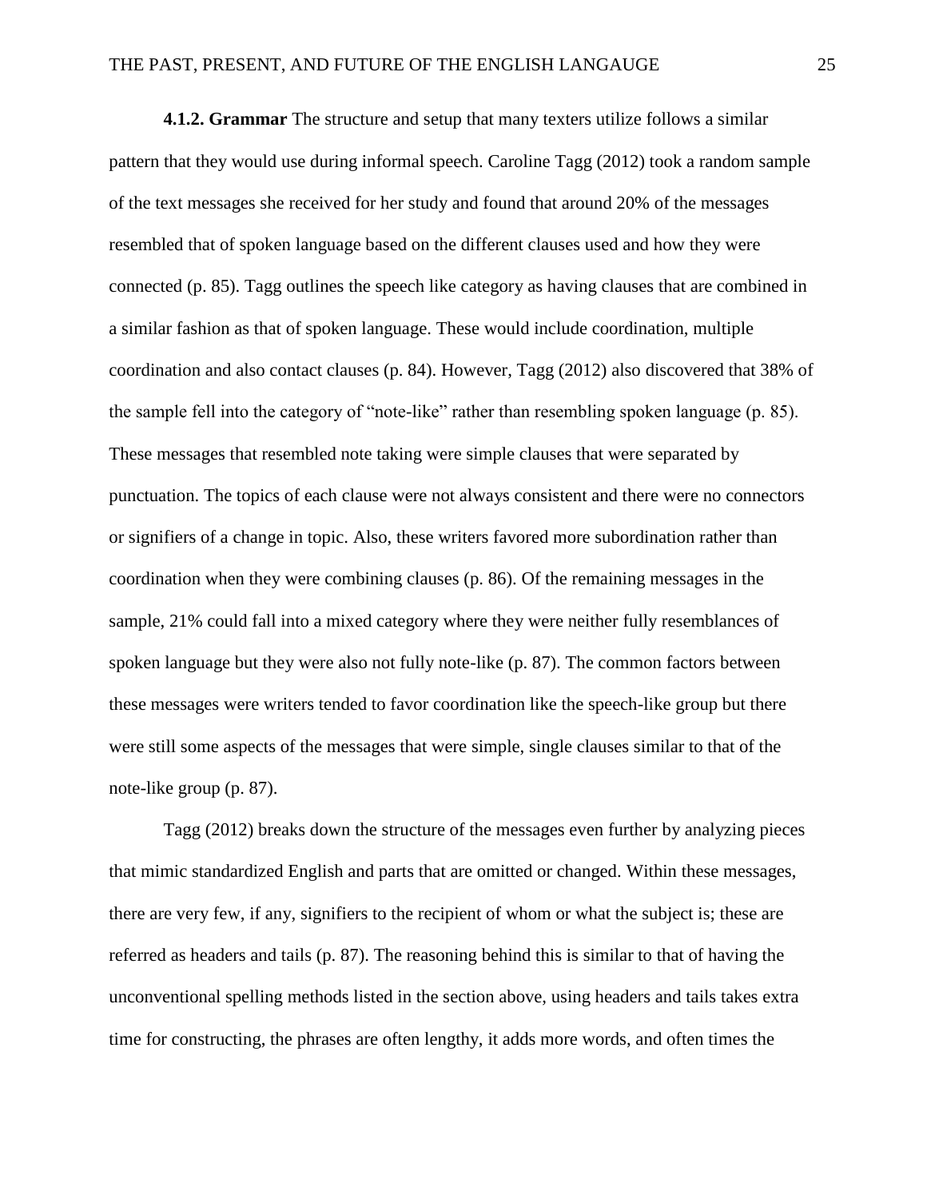**4.1.2. Grammar** The structure and setup that many texters utilize follows a similar pattern that they would use during informal speech. Caroline Tagg (2012) took a random sample of the text messages she received for her study and found that around 20% of the messages resembled that of spoken language based on the different clauses used and how they were connected (p. 85). Tagg outlines the speech like category as having clauses that are combined in a similar fashion as that of spoken language. These would include coordination, multiple coordination and also contact clauses (p. 84). However, Tagg (2012) also discovered that 38% of the sample fell into the category of "note-like" rather than resembling spoken language (p. 85). These messages that resembled note taking were simple clauses that were separated by punctuation. The topics of each clause were not always consistent and there were no connectors or signifiers of a change in topic. Also, these writers favored more subordination rather than coordination when they were combining clauses (p. 86). Of the remaining messages in the sample, 21% could fall into a mixed category where they were neither fully resemblances of spoken language but they were also not fully note-like (p. 87). The common factors between these messages were writers tended to favor coordination like the speech-like group but there were still some aspects of the messages that were simple, single clauses similar to that of the note-like group (p. 87).

Tagg (2012) breaks down the structure of the messages even further by analyzing pieces that mimic standardized English and parts that are omitted or changed. Within these messages, there are very few, if any, signifiers to the recipient of whom or what the subject is; these are referred as headers and tails (p. 87). The reasoning behind this is similar to that of having the unconventional spelling methods listed in the section above, using headers and tails takes extra time for constructing, the phrases are often lengthy, it adds more words, and often times the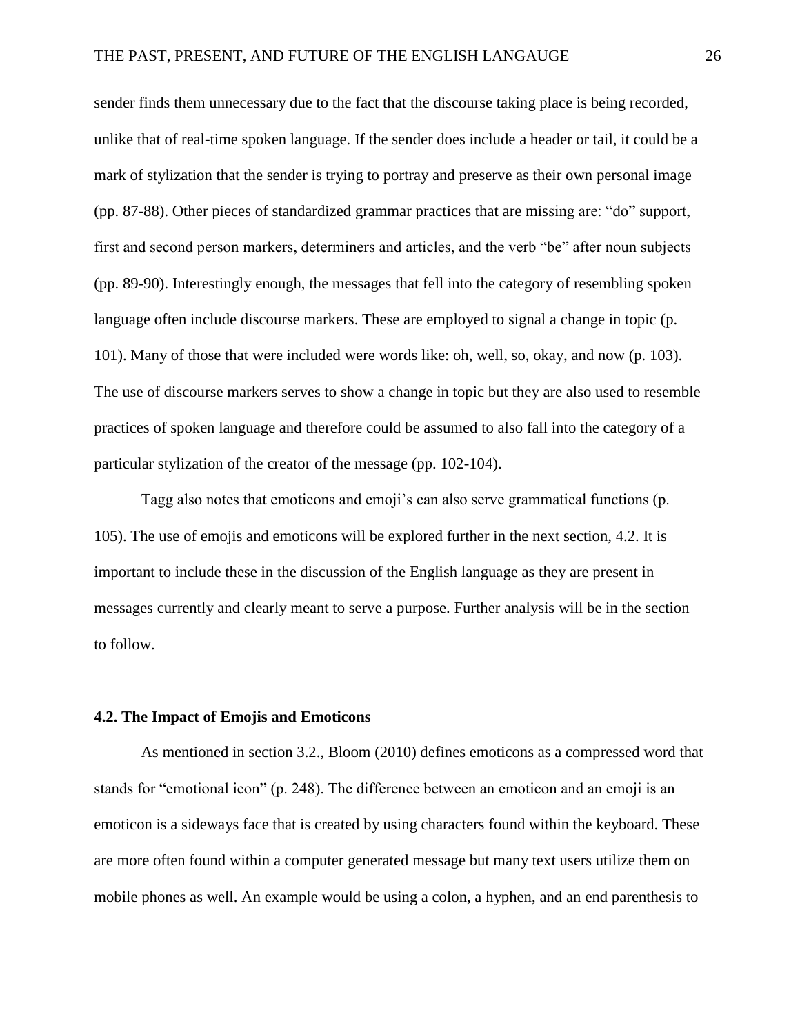sender finds them unnecessary due to the fact that the discourse taking place is being recorded, unlike that of real-time spoken language. If the sender does include a header or tail, it could be a mark of stylization that the sender is trying to portray and preserve as their own personal image (pp. 87-88). Other pieces of standardized grammar practices that are missing are: "do" support, first and second person markers, determiners and articles, and the verb "be" after noun subjects (pp. 89-90). Interestingly enough, the messages that fell into the category of resembling spoken language often include discourse markers. These are employed to signal a change in topic (p. 101). Many of those that were included were words like: oh, well, so, okay, and now (p. 103). The use of discourse markers serves to show a change in topic but they are also used to resemble practices of spoken language and therefore could be assumed to also fall into the category of a particular stylization of the creator of the message (pp. 102-104).

Tagg also notes that emoticons and emoji's can also serve grammatical functions (p. 105). The use of emojis and emoticons will be explored further in the next section, 4.2. It is important to include these in the discussion of the English language as they are present in messages currently and clearly meant to serve a purpose. Further analysis will be in the section to follow.

### 4.2. The Impact of Emojis and Emoticons

As mentioned in section 3.2., Bloom (2010) defines emoticons as a compressed word that stands for "emotional icon" (p. 248). The difference between an emoticon and an emoji is an emoticon is a sideways face that is created by using characters found within the keyboard. These are more often found within a computer generated message but many text users utilize them on mobile phones as well. An example would be using a colon, a hyphen, and an end parenthesis to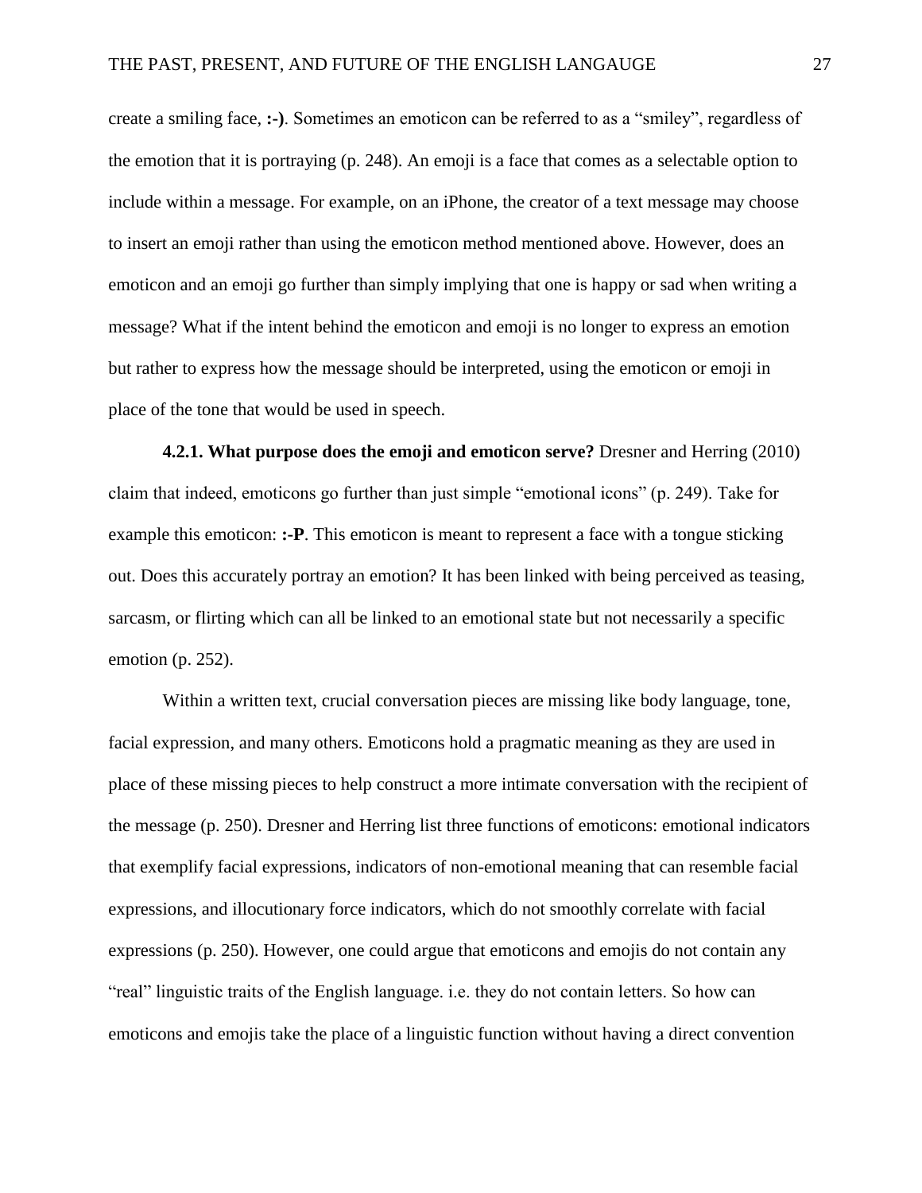create a smiling face, **:-)**. Sometimes an emoticon can be referred to as a "smiley", regardless of the emotion that it is portraying (p. 248). An emoji is a face that comes as a selectable option to include within a message. For example, on an iPhone, the creator of a text message may choose to insert an emoji rather than using the emoticon method mentioned above. However, does an emoticon and an emoji go further than simply implying that one is happy or sad when writing a message? What if the intent behind the emoticon and emoji is no longer to express an emotion but rather to express how the message should be interpreted, using the emoticon or emoji in place of the tone that would be used in speech.

**4.2.1. What purpose does the emoji and emoticon serve?** Dresner and Herring (2010) claim that indeed, emoticons go further than just simple "emotional icons" (p. 249). Take for example this emoticon: **:-P**. This emoticon is meant to represent a face with a tongue sticking out. Does this accurately portray an emotion? It has been linked with being perceived as teasing, sarcasm, or flirting which can all be linked to an emotional state but not necessarily a specific emotion (p. 252).

Within a written text, crucial conversation pieces are missing like body language, tone, facial expression, and many others. Emoticons hold a pragmatic meaning as they are used in place of these missing pieces to help construct a more intimate conversation with the recipient of the message (p. 250). Dresner and Herring list three functions of emoticons: emotional indicators that exemplify facial expressions, indicators of non-emotional meaning that can resemble facial expressions, and illocutionary force indicators, which do not smoothly correlate with facial expressions (p. 250). However, one could argue that emoticons and emojis do not contain any "real" linguistic traits of the English language. i.e. they do not contain letters. So how can emoticons and emojis take the place of a linguistic function without having a direct convention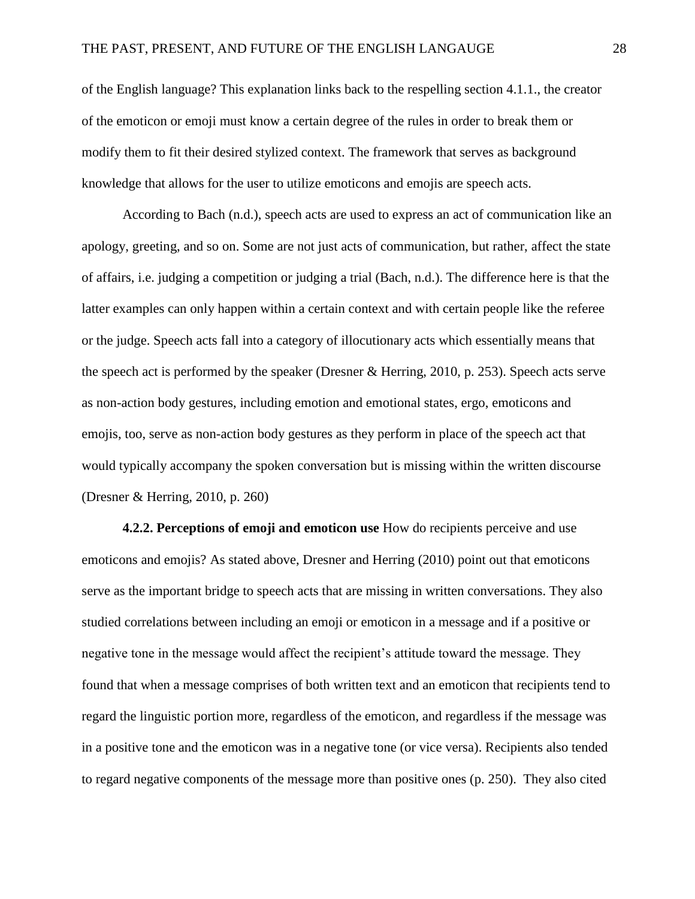of the English language? This explanation links back to the respelling section 4.1.1., the creator of the emoticon or emoji must know a certain degree of the rules in order to break them or modify them to fit their desired stylized context. The framework that serves as background knowledge that allows for the user to utilize emoticons and emojis are speech acts.

According to Bach (n.d.), speech acts are used to express an act of communication like an apology, greeting, and so on. Some are not just acts of communication, but rather, affect the state of affairs, i.e. judging a competition or judging a trial (Bach, n.d.). The difference here is that the latter examples can only happen within a certain context and with certain people like the referee or the judge. Speech acts fall into a category of illocutionary acts which essentially means that the speech act is performed by the speaker (Dresner & Herring, 2010, p. 253). Speech acts serve as non-action body gestures, including emotion and emotional states, ergo, emoticons and emojis, too, serve as non-action body gestures as they perform in place of the speech act that would typically accompany the spoken conversation but is missing within the written discourse (Dresner & Herring, 2010, p. 260)

**4.2.2. Perceptions of emoji and emoticon use** How do recipients perceive and use emoticons and emojis? As stated above, Dresner and Herring (2010) point out that emoticons serve as the important bridge to speech acts that are missing in written conversations. They also studied correlations between including an emoji or emoticon in a message and if a positive or negative tone in the message would affect the recipient's attitude toward the message. They found that when a message comprises of both written text and an emoticon that recipients tend to regard the linguistic portion more, regardless of the emoticon, and regardless if the message was in a positive tone and the emoticon was in a negative tone (or vice versa). Recipients also tended to regard negative components of the message more than positive ones (p. 250). They also cited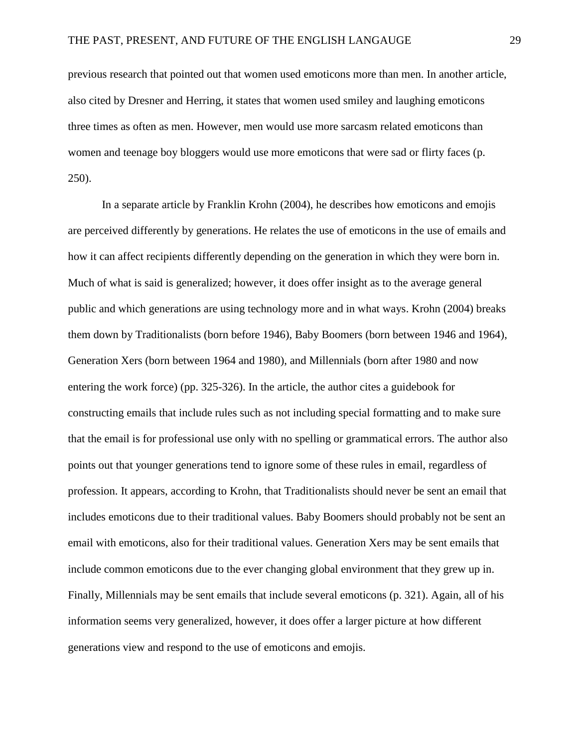previous research that pointed out that women used emoticons more than men. In another article, also cited by Dresner and Herring, it states that women used smiley and laughing emoticons three times as often as men. However, men would use more sarcasm related emoticons than women and teenage boy bloggers would use more emoticons that were sad or flirty faces (p. 250).

In a separate article by Franklin Krohn (2004), he describes how emoticons and emojis are perceived differently by generations. He relates the use of emoticons in the use of emails and how it can affect recipients differently depending on the generation in which they were born in. Much of what is said is generalized; however, it does offer insight as to the average general public and which generations are using technology more and in what ways. Krohn (2004) breaks them down by Traditionalists (born before 1946), Baby Boomers (born between 1946 and 1964), Generation Xers (born between 1964 and 1980), and Millennials (born after 1980 and now entering the work force) (pp. 325-326). In the article, the author cites a guidebook for constructing emails that include rules such as not including special formatting and to make sure that the email is for professional use only with no spelling or grammatical errors. The author also points out that younger generations tend to ignore some of these rules in email, regardless of profession. It appears, according to Krohn, that Traditionalists should never be sent an email that includes emoticons due to their traditional values. Baby Boomers should probably not be sent an email with emoticons, also for their traditional values. Generation Xers may be sent emails that include common emoticons due to the ever changing global environment that they grew up in. Finally, Millennials may be sent emails that include several emoticons (p. 321). Again, all of his information seems very generalized, however, it does offer a larger picture at how different generations view and respond to the use of emoticons and emojis.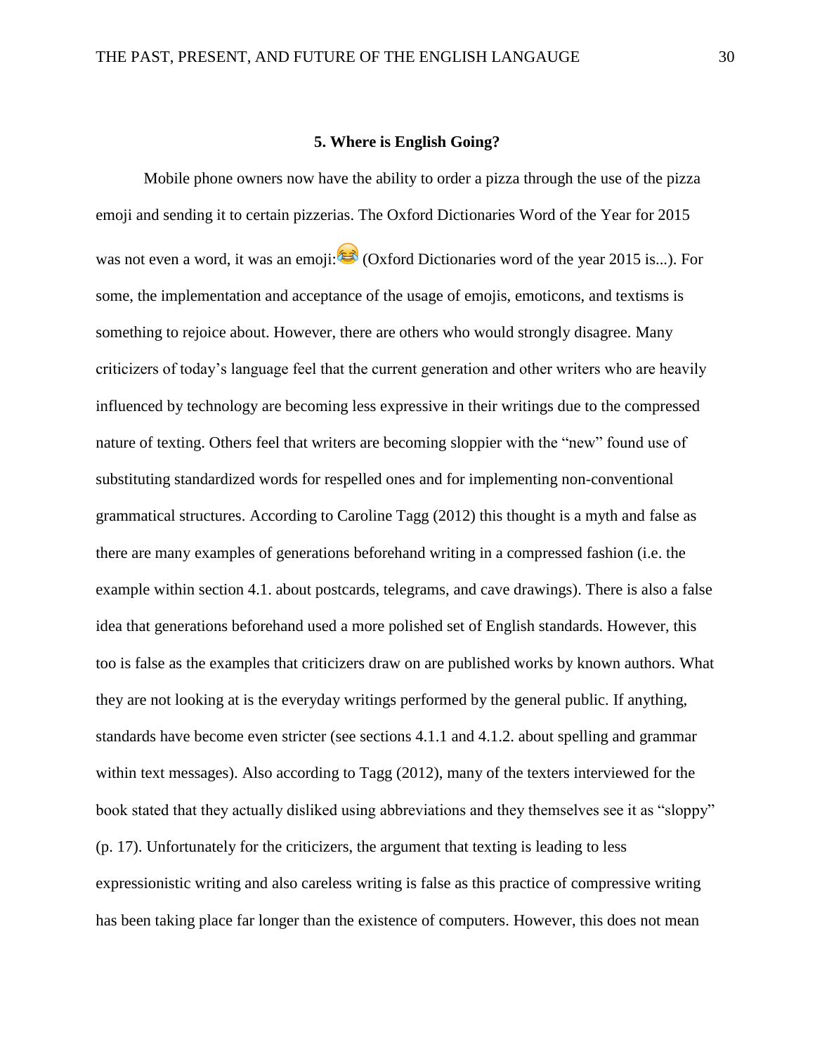## 5. Where is English Going?

Mobile phone owners now have the ability to order a pizza through the use of the pizza emoji and sending it to certain pizzerias. The Oxford Dictionaries Word of the Year for 2015 was not even a word, it was an emoji: 😂 (Oxford Dictionaries word of the year 2015 is...). For some, the implementation and acceptance of the usage of emojis, emoticons, and textisms is something to rejoice about. However, there are others who would strongly disagree. Many criticizers of today's language feel that the current generation and other writers who are heavily influenced by technology are becoming less expressive in their writings due to the compressed nature of texting. Others feel that writers are becoming sloppier with the "new" found use of substituting standardized words for respelled ones and for implementing non-conventional grammatical structures. According to Caroline Tagg (2012) this thought is a myth and false as there are many examples of generations beforehand writing in a compressed fashion (i.e. the example within section 4.1. about postcards, telegrams, and cave drawings). There is also a false idea that generations beforehand used a more polished set of English standards. However, this too is false as the examples that criticizers draw on are published works by known authors. What they are not looking at is the everyday writings performed by the general public. If anything, standards have become even stricter (see sections 4.1.1 and 4.1.2. about spelling and grammar within text messages). Also according to Tagg (2012), many of the texters interviewed for the book stated that they actually disliked using abbreviations and they themselves see it as "sloppy" (p. 17). Unfortunately for the criticizers, the argument that texting is leading to less expressionistic writing and also careless writing is false as this practice of compressive writing has been taking place far longer than the existence of computers. However, this does not mean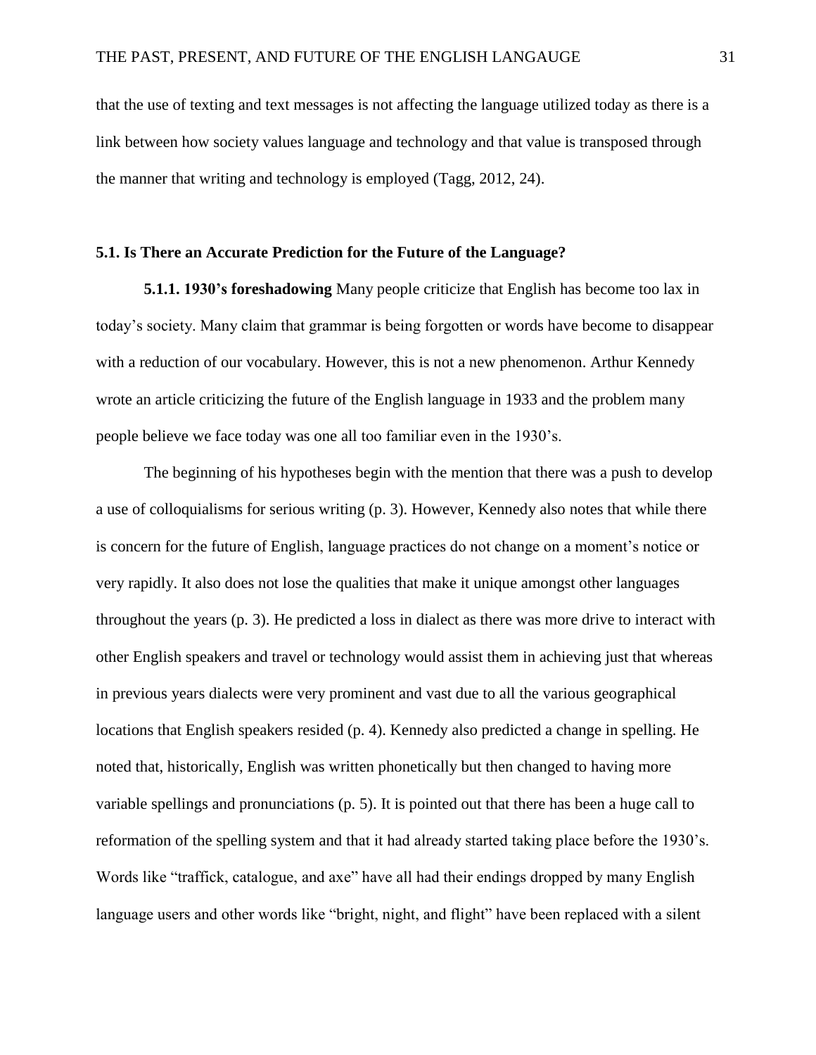that the use of texting and text messages is not affecting the language utilized today as there is a link between how society values language and technology and that value is transposed through the manner that writing and technology is employed (Tagg, 2012, 24).

### 5.1. Is There an Accurate Prediction for the Future of the Language?

**5.1.1. 1930's foreshadowing** Many people criticize that English has become too lax in today's society. Many claim that grammar is being forgotten or words have become to disappear with a reduction of our vocabulary. However, this is not a new phenomenon. Arthur Kennedy wrote an article criticizing the future of the English language in 1933 and the problem many people believe we face today was one all too familiar even in the 1930's.

The beginning of his hypotheses begin with the mention that there was a push to develop a use of colloquialisms for serious writing (p. 3). However, Kennedy also notes that while there is concern for the future of English, language practices do not change on a moment's notice or very rapidly. It also does not lose the qualities that make it unique amongst other languages throughout the years (p. 3). He predicted a loss in dialect as there was more drive to interact with other English speakers and travel or technology would assist them in achieving just that whereas in previous years dialects were very prominent and vast due to all the various geographical locations that English speakers resided (p. 4). Kennedy also predicted a change in spelling. He noted that, historically, English was written phonetically but then changed to having more variable spellings and pronunciations (p. 5). It is pointed out that there has been a huge call to reformation of the spelling system and that it had already started taking place before the 1930's. Words like "traffick, catalogue, and axe" have all had their endings dropped by many English language users and other words like "bright, night, and flight" have been replaced with a silent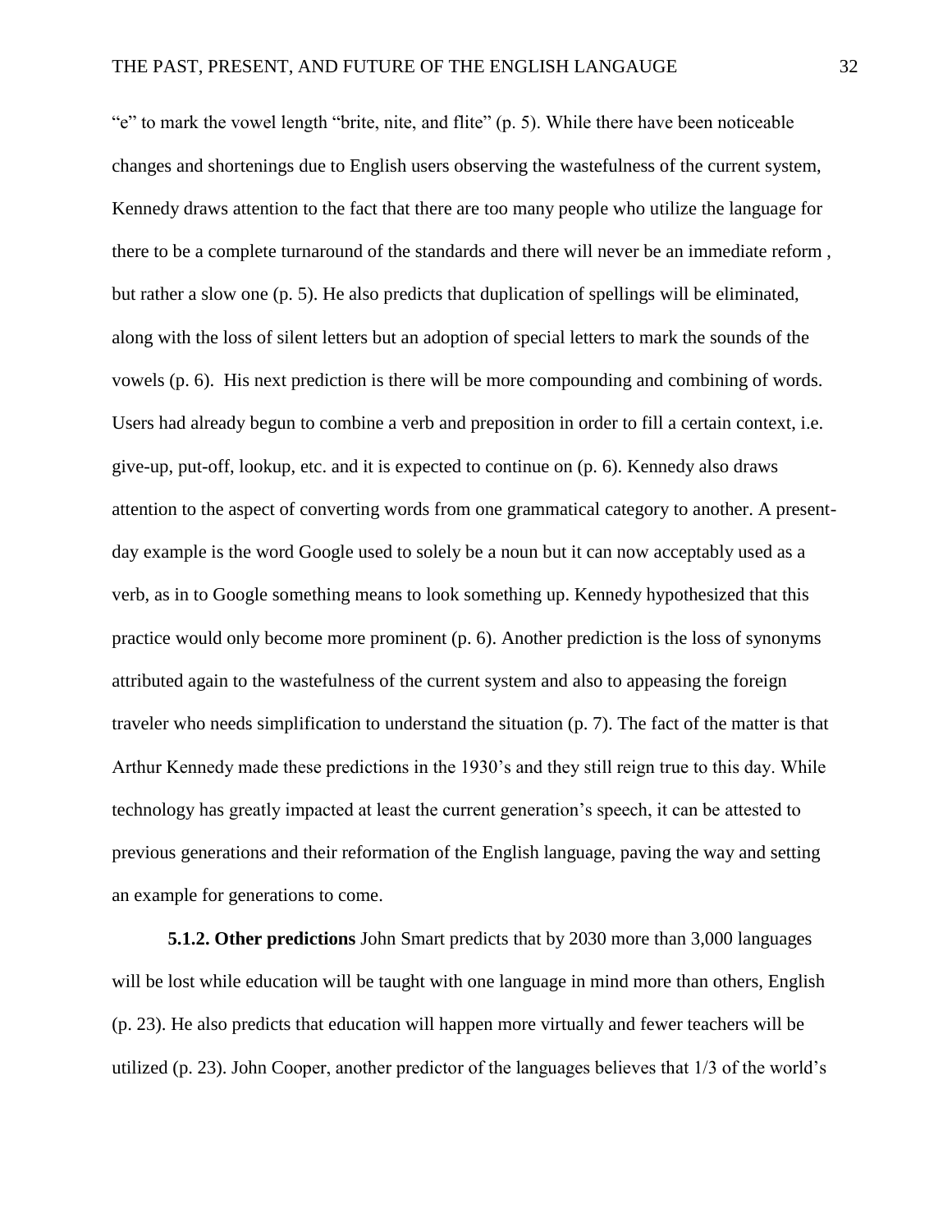"e" to mark the vowel length "brite, nite, and flite" (p. 5). While there have been noticeable changes and shortenings due to English users observing the wastefulness of the current system, Kennedy draws attention to the fact that there are too many people who utilize the language for there to be a complete turnaround of the standards and there will never be an immediate reform , but rather a slow one (p. 5). He also predicts that duplication of spellings will be eliminated, along with the loss of silent letters but an adoption of special letters to mark the sounds of the vowels (p. 6). His next prediction is there will be more compounding and combining of words. Users had already begun to combine a verb and preposition in order to fill a certain context, i.e. give-up, put-off, lookup, etc. and it is expected to continue on (p. 6). Kennedy also draws attention to the aspect of converting words from one grammatical category to another. A present-day example is the word Google used to solely be a noun but it can now acceptably used as a verb, as in to Google something means to look something up. Kennedy hypothesized that this practice would only become more prominent (p. 6). Another prediction is the loss of synonyms attributed again to the wastefulness of the current system and also to appeasing the foreign traveler who needs simplification to understand the situation (p. 7). The fact of the matter is that Arthur Kennedy made these predictions in the 1930's and they still reign true to this day. While technology has greatly impacted at least the current generation's speech, it can be attested to previous generations and their reformation of the English language, paving the way and setting an example for generations to come.

**5.1.2. Other predictions** John Smart predicts that by 2030 more than 3,000 languages will be lost while education will be taught with one language in mind more than others, English (p. 23). He also predicts that education will happen more virtually and fewer teachers will be utilized (p. 23). John Cooper, another predictor of the languages believes that 1/3 of the world's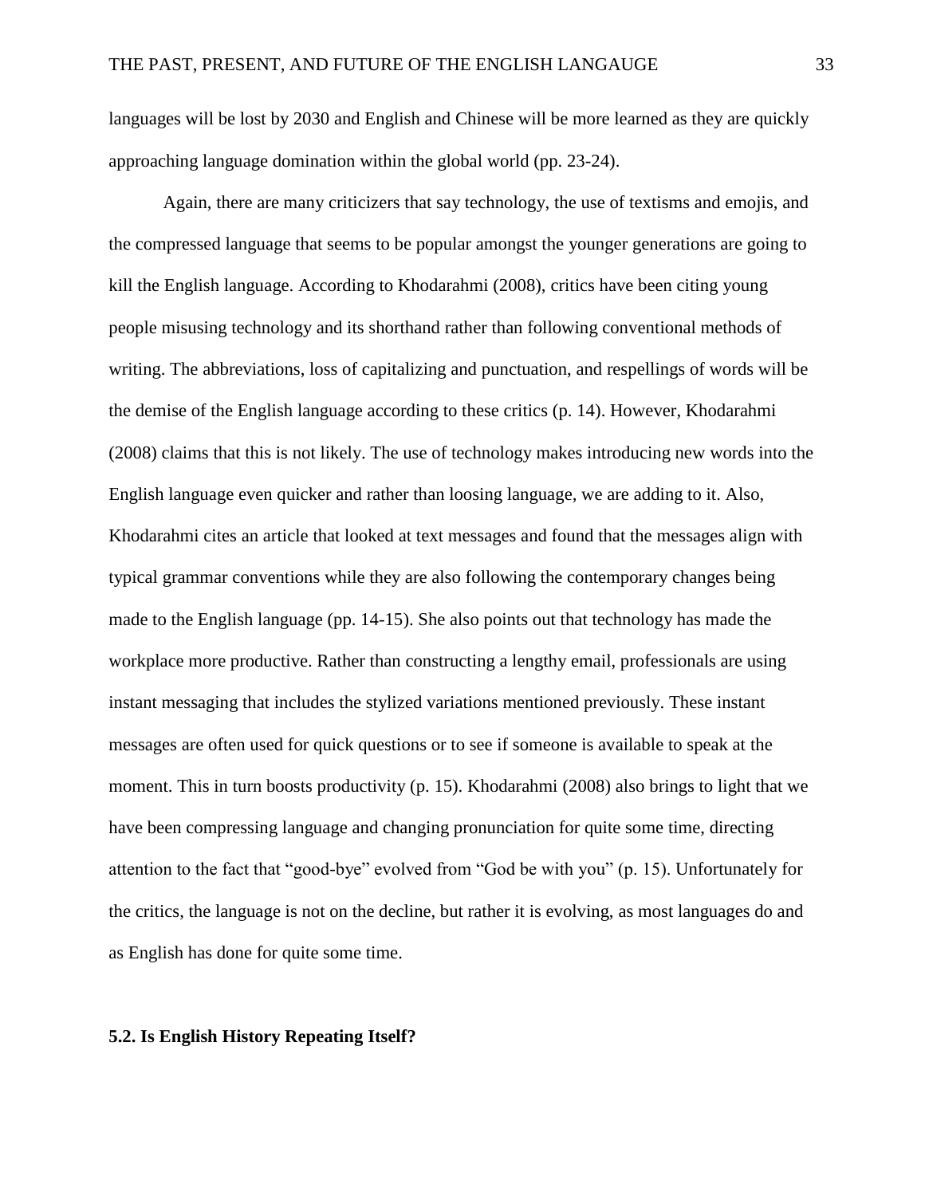languages will be lost by 2030 and English and Chinese will be more learned as they are quickly approaching language domination within the global world (pp. 23-24).

Again, there are many criticizers that say technology, the use of textisms and emojis, and the compressed language that seems to be popular amongst the younger generations are going to kill the English language. According to Khodarahmi (2008), critics have been citing young people misusing technology and its shorthand rather than following conventional methods of writing. The abbreviations, loss of capitalizing and punctuation, and respellings of words will be the demise of the English language according to these critics (p. 14). However, Khodarahmi (2008) claims that this is not likely. The use of technology makes introducing new words into the English language even quicker and rather than loosing language, we are adding to it. Also, Khodarahmi cites an article that looked at text messages and found that the messages align with typical grammar conventions while they are also following the contemporary changes being made to the English language (pp. 14-15). She also points out that technology has made the workplace more productive. Rather than constructing a lengthy email, professionals are using instant messaging that includes the stylized variations mentioned previously. These instant messages are often used for quick questions or to see if someone is available to speak at the moment. This in turn boosts productivity (p. 15). Khodarahmi (2008) also brings to light that we have been compressing language and changing pronunciation for quite some time, directing attention to the fact that "good-bye" evolved from "God be with you" (p. 15). Unfortunately for the critics, the language is not on the decline, but rather it is evolving, as most languages do and as English has done for quite some time.

### 5.2. Is English History Repeating Itself?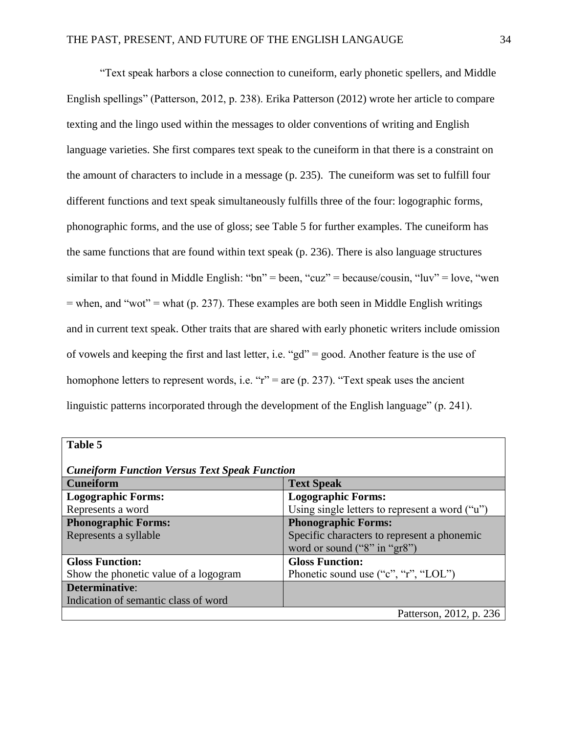"Text speak harbors a close connection to cuneiform, early phonetic spellers, and Middle English spellings" (Patterson, 2012, p. 238). Erika Patterson (2012) wrote her article to compare texting and the lingo used within the messages to older conventions of writing and English language varieties. She first compares text speak to the cuneiform in that there is a constraint on the amount of characters to include in a message (p. 235). The cuneiform was set to fulfill four different functions and text speak simultaneously fulfills three of the four: logographic forms, phonographic forms, and the use of gloss; see Table 5 for further examples. The cuneiform has the same functions that are found within text speak (p. 236). There is also language structures similar to that found in Middle English: "bn" = been, "cuz" = because/cousin, "luv" = love, "wen = when, and "wot" = what (p. 237). These examples are both seen in Middle English writings and in current text speak. Other traits that are shared with early phonetic writers include omission of vowels and keeping the first and last letter, i.e. "gd" = good. Another feature is the use of homophone letters to represent words, i.e. "r" = are (p. 237). "Text speak uses the ancient linguistic patterns incorporated through the development of the English language" (p. 241).

**Table 5**

***Cuneiform Function Versus Text Speak Function***

| **Cuneiform** | **Text Speak** |
|---|---|
| **Logographic Forms:** Represents a word | **Logographic Forms:** Using single letters to represent a word ("u") |
| **Phonographic Forms:** Represents a syllable | **Phonographic Forms:** Specific characters to represent a phonemic word or sound ("8" in "gr8") |
| **Gloss Function:** Show the phonetic value of a logogram | **Gloss Function:** Phonetic sound use ("c", "r", "LOL") |
| **Determinative**: Indication of semantic class of word | |

Patterson, 2012, p. 236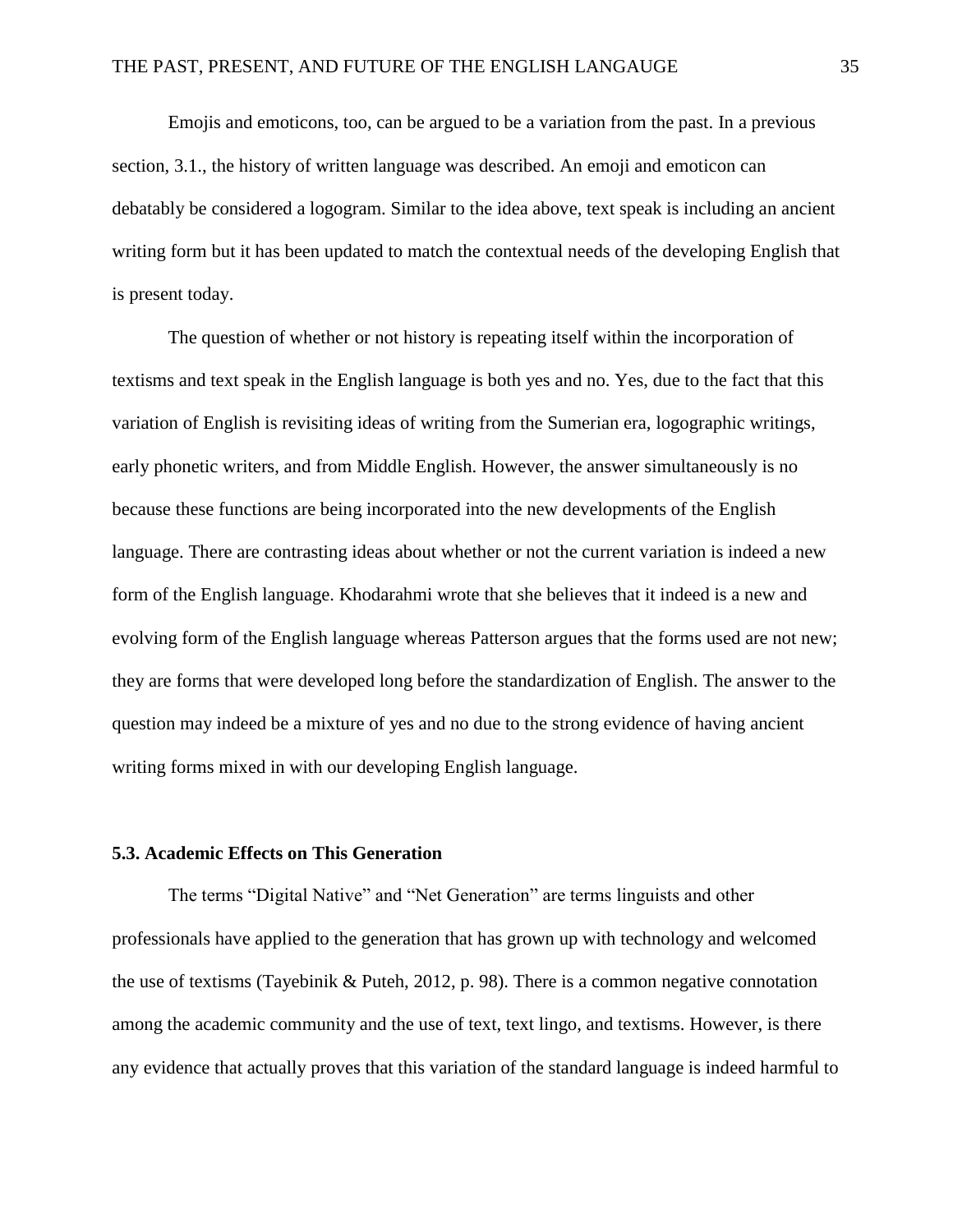Emojis and emoticons, too, can be argued to be a variation from the past. In a previous section, 3.1., the history of written language was described. An emoji and emoticon can debatably be considered a logogram. Similar to the idea above, text speak is including an ancient writing form but it has been updated to match the contextual needs of the developing English that is present today.

The question of whether or not history is repeating itself within the incorporation of textisms and text speak in the English language is both yes and no. Yes, due to the fact that this variation of English is revisiting ideas of writing from the Sumerian era, logographic writings, early phonetic writers, and from Middle English. However, the answer simultaneously is no because these functions are being incorporated into the new developments of the English language. There are contrasting ideas about whether or not the current variation is indeed a new form of the English language. Khodarahmi wrote that she believes that it indeed is a new and evolving form of the English language whereas Patterson argues that the forms used are not new; they are forms that were developed long before the standardization of English. The answer to the question may indeed be a mixture of yes and no due to the strong evidence of having ancient writing forms mixed in with our developing English language.

### 5.3. Academic Effects on This Generation

The terms "Digital Native" and "Net Generation" are terms linguists and other professionals have applied to the generation that has grown up with technology and welcomed the use of textisms (Tayebinik & Puteh, 2012, p. 98). There is a common negative connotation among the academic community and the use of text, text lingo, and textisms. However, is there any evidence that actually proves that this variation of the standard language is indeed harmful to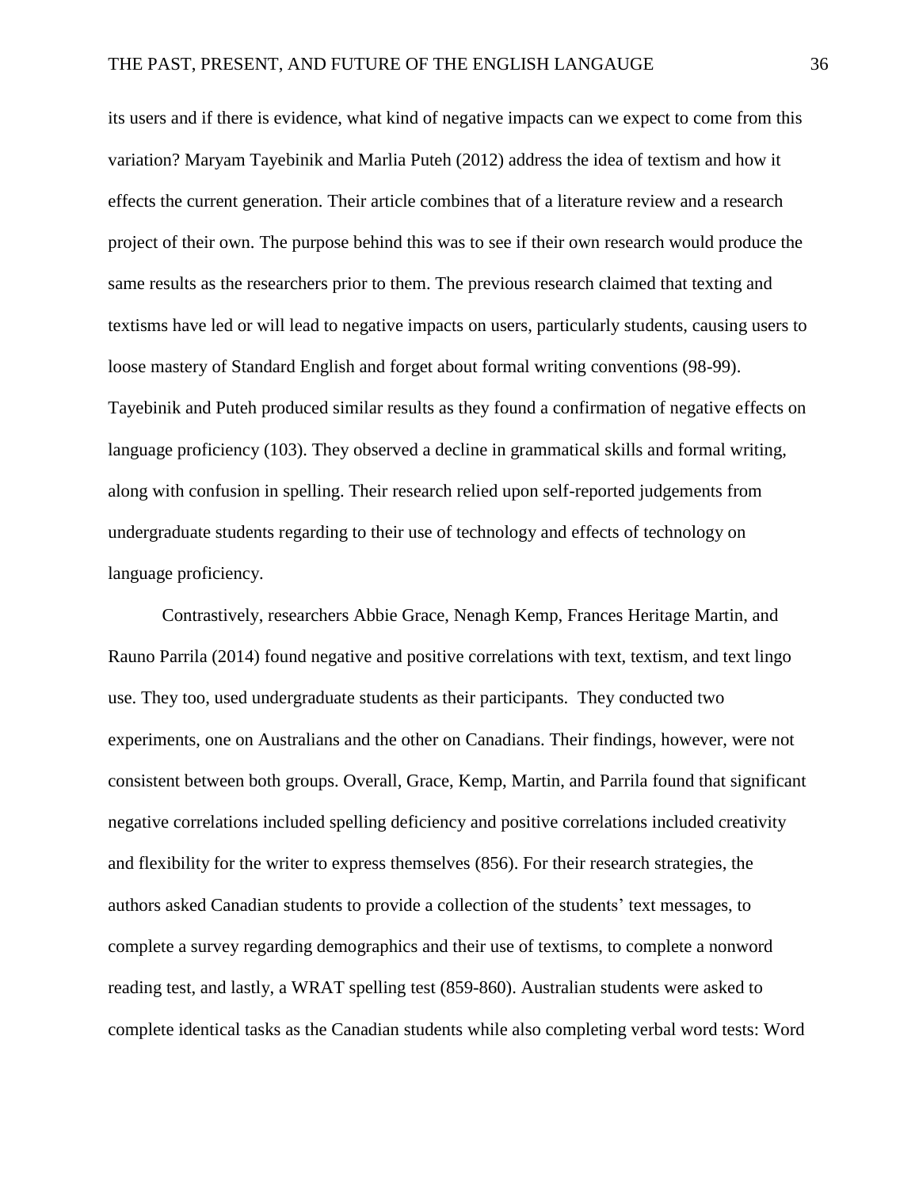its users and if there is evidence, what kind of negative impacts can we expect to come from this variation? Maryam Tayebinik and Marlia Puteh (2012) address the idea of textism and how it effects the current generation. Their article combines that of a literature review and a research project of their own. The purpose behind this was to see if their own research would produce the same results as the researchers prior to them. The previous research claimed that texting and textisms have led or will lead to negative impacts on users, particularly students, causing users to loose mastery of Standard English and forget about formal writing conventions (98-99). Tayebinik and Puteh produced similar results as they found a confirmation of negative effects on language proficiency (103). They observed a decline in grammatical skills and formal writing, along with confusion in spelling. Their research relied upon self-reported judgements from undergraduate students regarding to their use of technology and effects of technology on language proficiency.

Contrastively, researchers Abbie Grace, Nenagh Kemp, Frances Heritage Martin, and Rauno Parrila (2014) found negative and positive correlations with text, textism, and text lingo use. They too, used undergraduate students as their participants. They conducted two experiments, one on Australians and the other on Canadians. Their findings, however, were not consistent between both groups. Overall, Grace, Kemp, Martin, and Parrila found that significant negative correlations included spelling deficiency and positive correlations included creativity and flexibility for the writer to express themselves (856). For their research strategies, the authors asked Canadian students to provide a collection of the students' text messages, to complete a survey regarding demographics and their use of textisms, to complete a nonword reading test, and lastly, a WRAT spelling test (859-860). Australian students were asked to complete identical tasks as the Canadian students while also completing verbal word tests: Word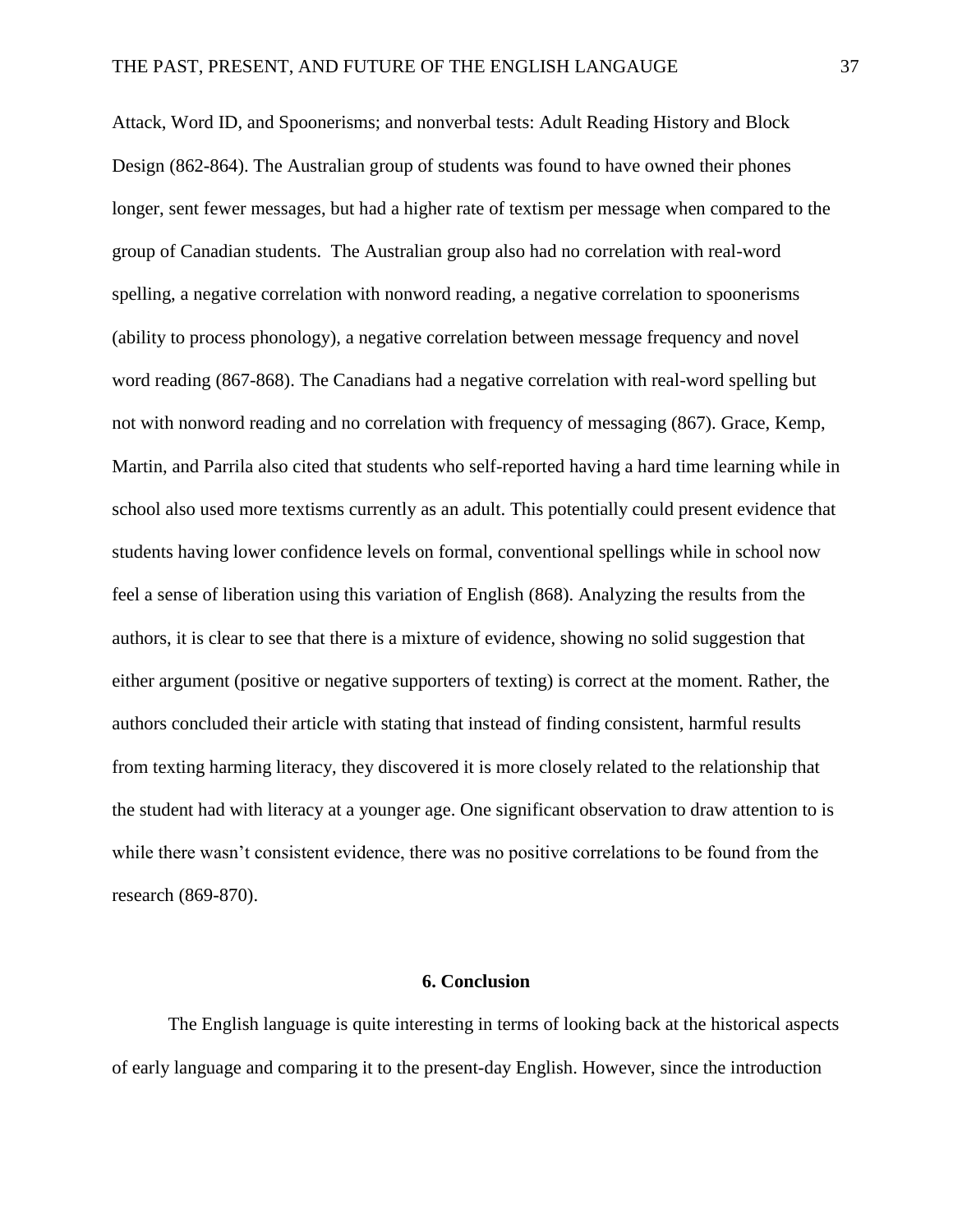Attack, Word ID, and Spoonerisms; and nonverbal tests: Adult Reading History and Block Design (862-864). The Australian group of students was found to have owned their phones longer, sent fewer messages, but had a higher rate of textism per message when compared to the group of Canadian students. The Australian group also had no correlation with real-word spelling, a negative correlation with nonword reading, a negative correlation to spoonerisms (ability to process phonology), a negative correlation between message frequency and novel word reading (867-868). The Canadians had a negative correlation with real-word spelling but not with nonword reading and no correlation with frequency of messaging (867). Grace, Kemp, Martin, and Parrila also cited that students who self-reported having a hard time learning while in school also used more textisms currently as an adult. This potentially could present evidence that students having lower confidence levels on formal, conventional spellings while in school now feel a sense of liberation using this variation of English (868). Analyzing the results from the authors, it is clear to see that there is a mixture of evidence, showing no solid suggestion that either argument (positive or negative supporters of texting) is correct at the moment. Rather, the authors concluded their article with stating that instead of finding consistent, harmful results from texting harming literacy, they discovered it is more closely related to the relationship that the student had with literacy at a younger age. One significant observation to draw attention to is while there wasn't consistent evidence, there was no positive correlations to be found from the research (869-870).

## 6. Conclusion

The English language is quite interesting in terms of looking back at the historical aspects of early language and comparing it to the present-day English. However, since the introduction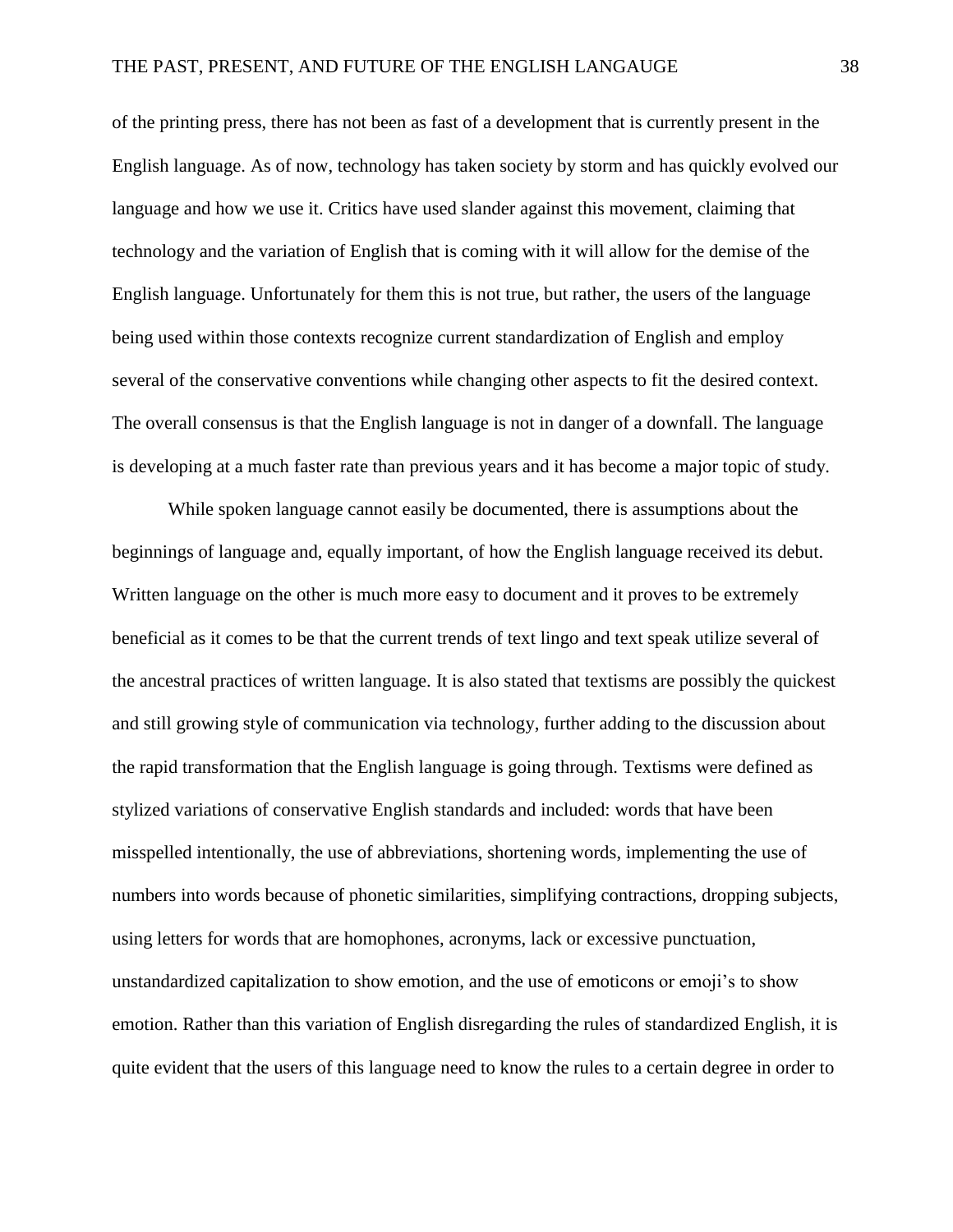of the printing press, there has not been as fast of a development that is currently present in the English language. As of now, technology has taken society by storm and has quickly evolved our language and how we use it. Critics have used slander against this movement, claiming that technology and the variation of English that is coming with it will allow for the demise of the English language. Unfortunately for them this is not true, but rather, the users of the language being used within those contexts recognize current standardization of English and employ several of the conservative conventions while changing other aspects to fit the desired context. The overall consensus is that the English language is not in danger of a downfall. The language is developing at a much faster rate than previous years and it has become a major topic of study.

While spoken language cannot easily be documented, there is assumptions about the beginnings of language and, equally important, of how the English language received its debut. Written language on the other is much more easy to document and it proves to be extremely beneficial as it comes to be that the current trends of text lingo and text speak utilize several of the ancestral practices of written language. It is also stated that textisms are possibly the quickest and still growing style of communication via technology, further adding to the discussion about the rapid transformation that the English language is going through. Textisms were defined as stylized variations of conservative English standards and included: words that have been misspelled intentionally, the use of abbreviations, shortening words, implementing the use of numbers into words because of phonetic similarities, simplifying contractions, dropping subjects, using letters for words that are homophones, acronyms, lack or excessive punctuation, unstandardized capitalization to show emotion, and the use of emoticons or emoji's to show emotion. Rather than this variation of English disregarding the rules of standardized English, it is quite evident that the users of this language need to know the rules to a certain degree in order to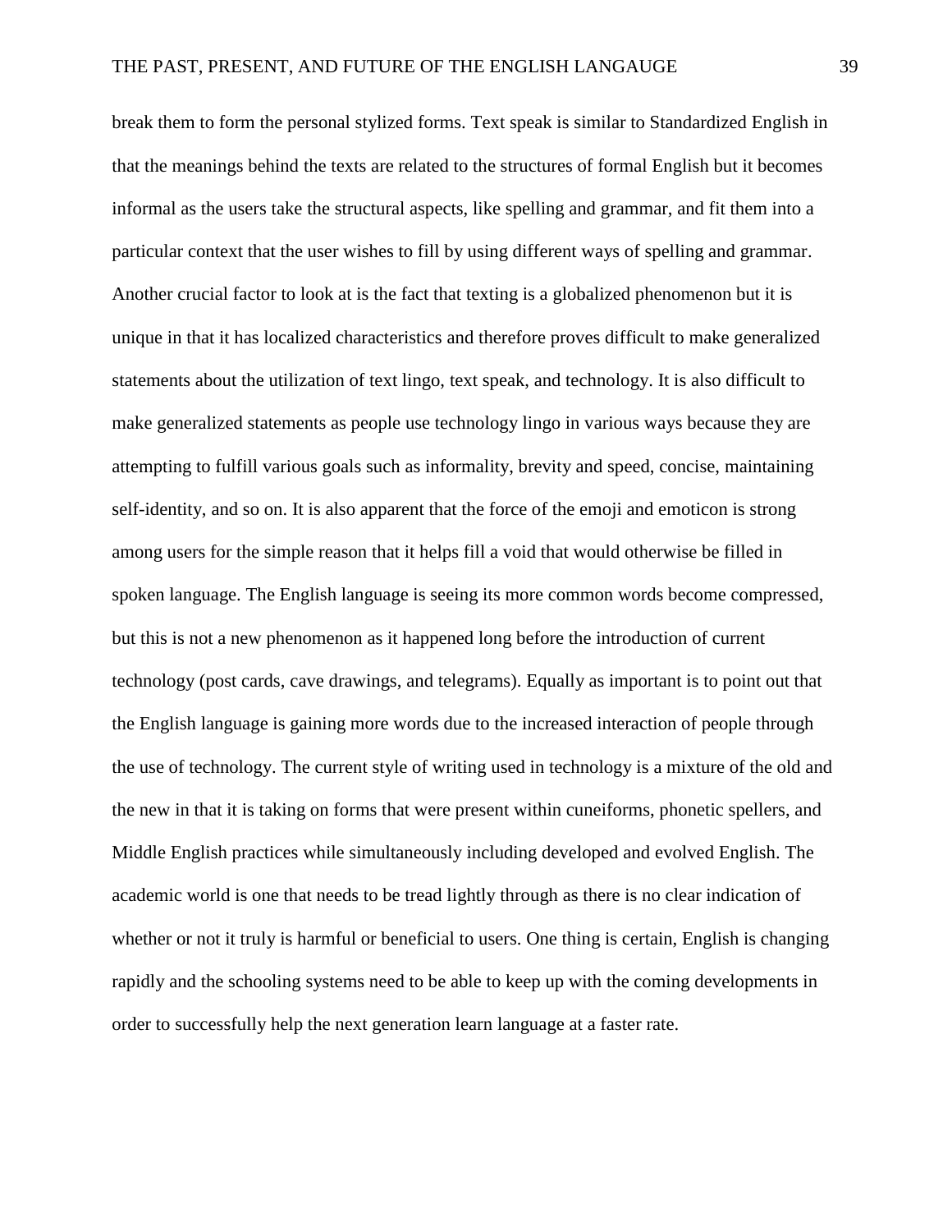break them to form the personal stylized forms. Text speak is similar to Standardized English in that the meanings behind the texts are related to the structures of formal English but it becomes informal as the users take the structural aspects, like spelling and grammar, and fit them into a particular context that the user wishes to fill by using different ways of spelling and grammar. Another crucial factor to look at is the fact that texting is a globalized phenomenon but it is unique in that it has localized characteristics and therefore proves difficult to make generalized statements about the utilization of text lingo, text speak, and technology. It is also difficult to make generalized statements as people use technology lingo in various ways because they are attempting to fulfill various goals such as informality, brevity and speed, concise, maintaining self-identity, and so on. It is also apparent that the force of the emoji and emoticon is strong among users for the simple reason that it helps fill a void that would otherwise be filled in spoken language. The English language is seeing its more common words become compressed, but this is not a new phenomenon as it happened long before the introduction of current technology (post cards, cave drawings, and telegrams). Equally as important is to point out that the English language is gaining more words due to the increased interaction of people through the use of technology. The current style of writing used in technology is a mixture of the old and the new in that it is taking on forms that were present within cuneiforms, phonetic spellers, and Middle English practices while simultaneously including developed and evolved English. The academic world is one that needs to be tread lightly through as there is no clear indication of whether or not it truly is harmful or beneficial to users. One thing is certain, English is changing rapidly and the schooling systems need to be able to keep up with the coming developments in order to successfully help the next generation learn language at a faster rate.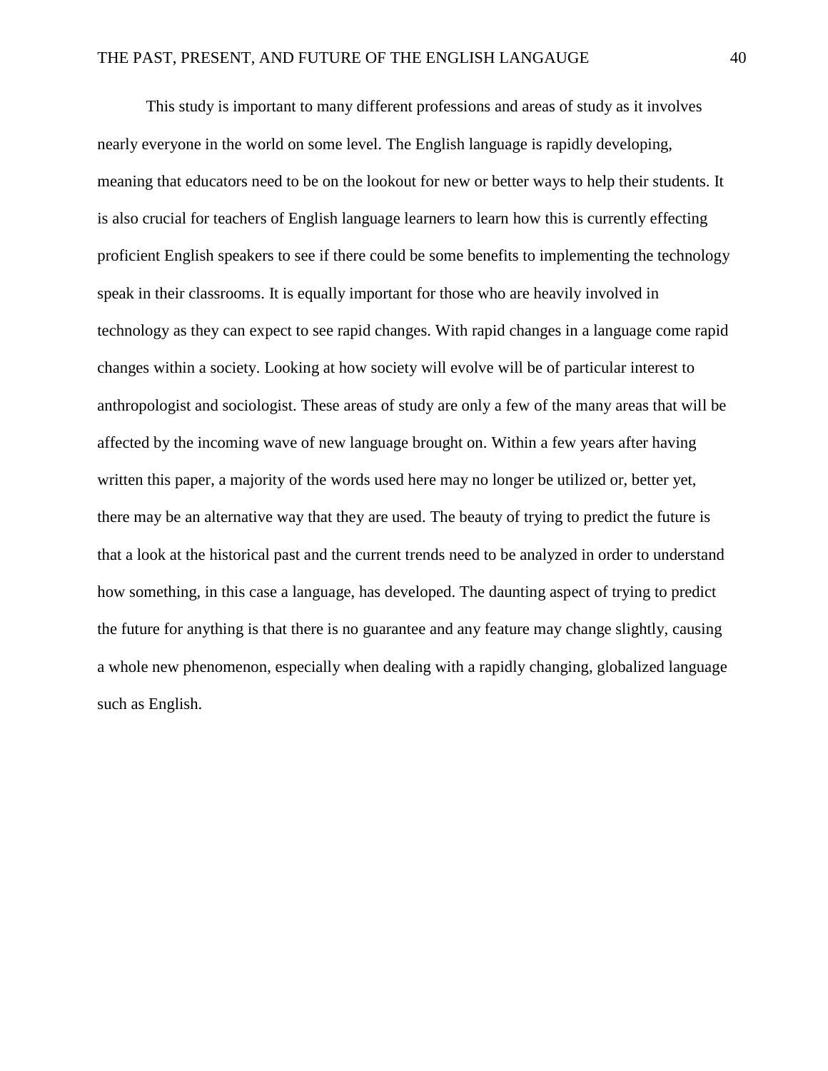This study is important to many different professions and areas of study as it involves nearly everyone in the world on some level. The English language is rapidly developing, meaning that educators need to be on the lookout for new or better ways to help their students. It is also crucial for teachers of English language learners to learn how this is currently effecting proficient English speakers to see if there could be some benefits to implementing the technology speak in their classrooms. It is equally important for those who are heavily involved in technology as they can expect to see rapid changes. With rapid changes in a language come rapid changes within a society. Looking at how society will evolve will be of particular interest to anthropologist and sociologist. These areas of study are only a few of the many areas that will be affected by the incoming wave of new language brought on. Within a few years after having written this paper, a majority of the words used here may no longer be utilized or, better yet, there may be an alternative way that they are used. The beauty of trying to predict the future is that a look at the historical past and the current trends need to be analyzed in order to understand how something, in this case a language, has developed. The daunting aspect of trying to predict the future for anything is that there is no guarantee and any feature may change slightly, causing a whole new phenomenon, especially when dealing with a rapidly changing, globalized language such as English.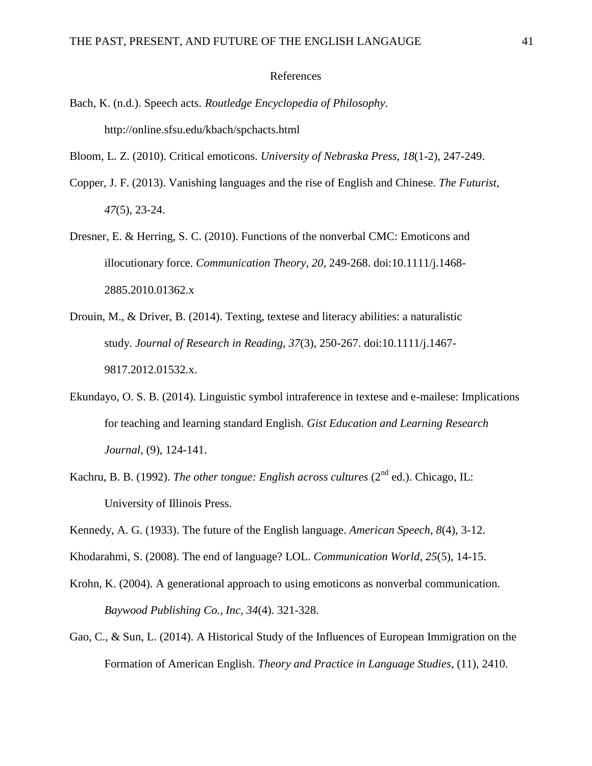# References

Bach, K. (n.d.). Speech acts. *Routledge Encyclopedia of Philosophy*. http://online.sfsu.edu/kbach/spchacts.html

Bloom, L. Z. (2010). Critical emoticons. *University of Nebraska Press, 18*(1-2), 247-249.

Copper, J. F. (2013). Vanishing languages and the rise of English and Chinese. *The Futurist, 47*(5), 23-24.

Dresner, E. & Herring, S. C. (2010). Functions of the nonverbal CMC: Emoticons and illocutionary force. *Communication Theory, 20*, 249-268. doi:10.1111/j.1468-2885.2010.01362.x

Drouin, M., & Driver, B. (2014). Texting, textese and literacy abilities: a naturalistic study. *Journal of Research in Reading, 37*(3), 250-267. doi:10.1111/j.1467-9817.2012.01532.x.

Ekundayo, O. S. B. (2014). Linguistic symbol intraference in textese and e-mailese: Implications for teaching and learning standard English. *Gist Education and Learning Research Journal,* (9), 124-141.

Kachru, B. B. (1992). *The other tongue: English across cultures* (2nd ed.). Chicago, IL: University of Illinois Press.

Kennedy, A. G. (1933). The future of the English language. *American Speech, 8*(4), 3-12.

Khodarahmi, S. (2008). The end of language? LOL. *Communication World, 25*(5), 14-15.

Krohn, K. (2004). A generational approach to using emoticons as nonverbal communication. *Baywood Publishing Co., Inc, 34*(4). 321-328.

Gao, C., & Sun, L. (2014). A Historical Study of the Influences of European Immigration on the Formation of American English. *Theory and Practice in Language Studies*, (11), 2410.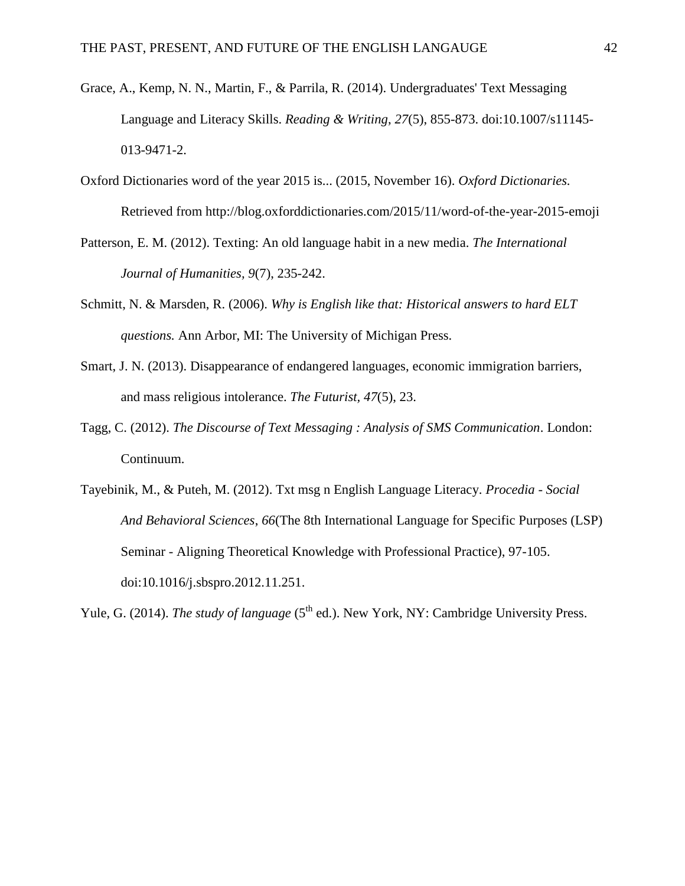Grace, A., Kemp, N. N., Martin, F., & Parrila, R. (2014). Undergraduates' Text Messaging Language and Literacy Skills. *Reading & Writing*, *27*(5), 855-873. doi:10.1007/s11145-013-9471-2.

Oxford Dictionaries word of the year 2015 is... (2015, November 16). *Oxford Dictionaries.* Retrieved from http://blog.oxforddictionaries.com/2015/11/word-of-the-year-2015-emoji

Patterson, E. M. (2012). Texting: An old language habit in a new media. *The International Journal of Humanities, 9*(7), 235-242.

Schmitt, N. & Marsden, R. (2006). *Why is English like that: Historical answers to hard ELT questions.* Ann Arbor, MI: The University of Michigan Press.

Smart, J. N. (2013). Disappearance of endangered languages, economic immigration barriers, and mass religious intolerance. *The Futurist, 47*(5), 23.

Tagg, C. (2012). *The Discourse of Text Messaging : Analysis of SMS Communication*. London: Continuum.

Tayebinik, M., & Puteh, M. (2012). Txt msg n English Language Literacy. *Procedia - Social And Behavioral Sciences, 66*(The 8th International Language for Specific Purposes (LSP) Seminar - Aligning Theoretical Knowledge with Professional Practice), 97-105. doi:10.1016/j.sbspro.2012.11.251.

Yule, G. (2014). *The study of language* (5th ed.). New York, NY: Cambridge University Press.